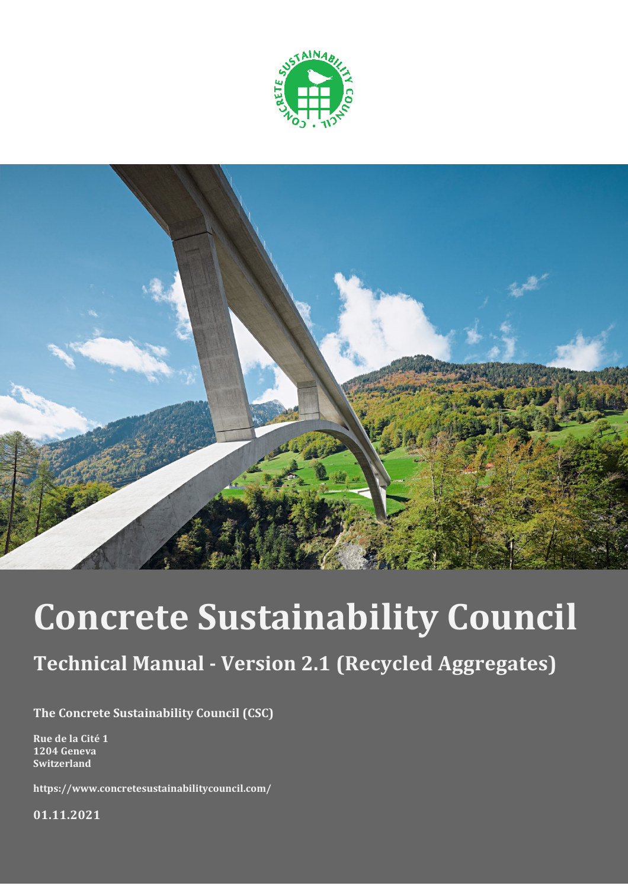# Concrete Sustainability Council

## Technical Manual - Version 2.1 (Recycled Aggregates)

**The Concrete Sustainability Council (CSC)**

**Rue de la Cité 1**
**1204 Geneva**
**Switzerland**

**https://www.concretesustainabilitycouncil.com/**

**01.11.2021**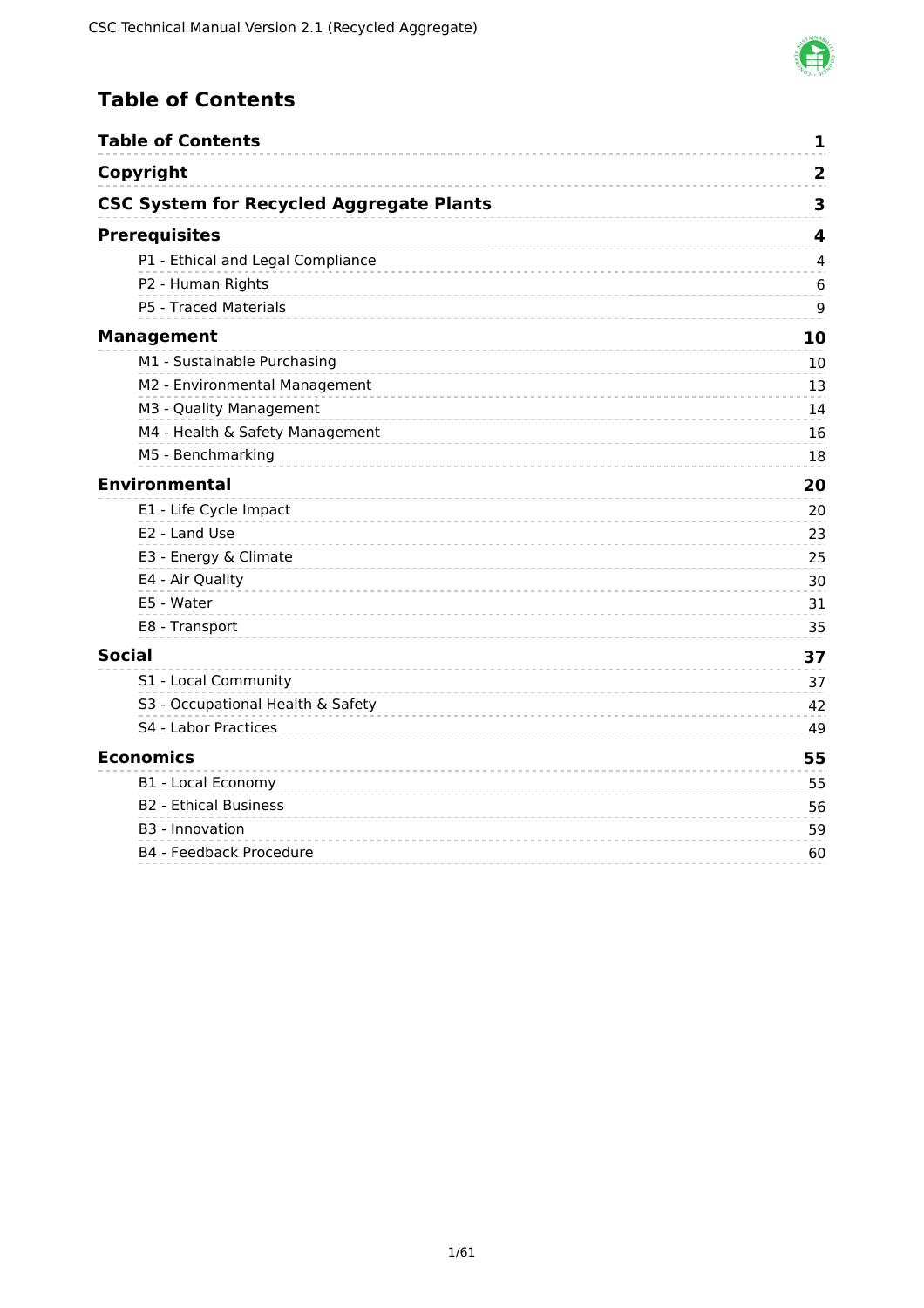# Table of Contents

| | |
|---|---|
| **Table of Contents** | **1** |
| **Copyright** | **2** |
| **CSC System for Recycled Aggregate Plants** | **3** |
| **Prerequisites** | **4** |
| P1 - Ethical and Legal Compliance | 4 |
| P2 - Human Rights | 6 |
| P5 - Traced Materials | 9 |
| **Management** | **10** |
| M1 - Sustainable Purchasing | 10 |
| M2 - Environmental Management | 13 |
| M3 - Quality Management | 14 |
| M4 - Health & Safety Management | 16 |
| M5 - Benchmarking | 18 |
| **Environmental** | **20** |
| E1 - Life Cycle Impact | 20 |
| E2 - Land Use | 23 |
| E3 - Energy & Climate | 25 |
| E4 - Air Quality | 30 |
| E5 - Water | 31 |
| E8 - Transport | 35 |
| **Social** | **37** |
| S1 - Local Community | 37 |
| S3 - Occupational Health & Safety | 42 |
| S4 - Labor Practices | 49 |
| **Economics** | **55** |
| B1 - Local Economy | 55 |
| B2 - Ethical Business | 56 |
| B3 - Innovation | 59 |
| B4 - Feedback Procedure | 60 |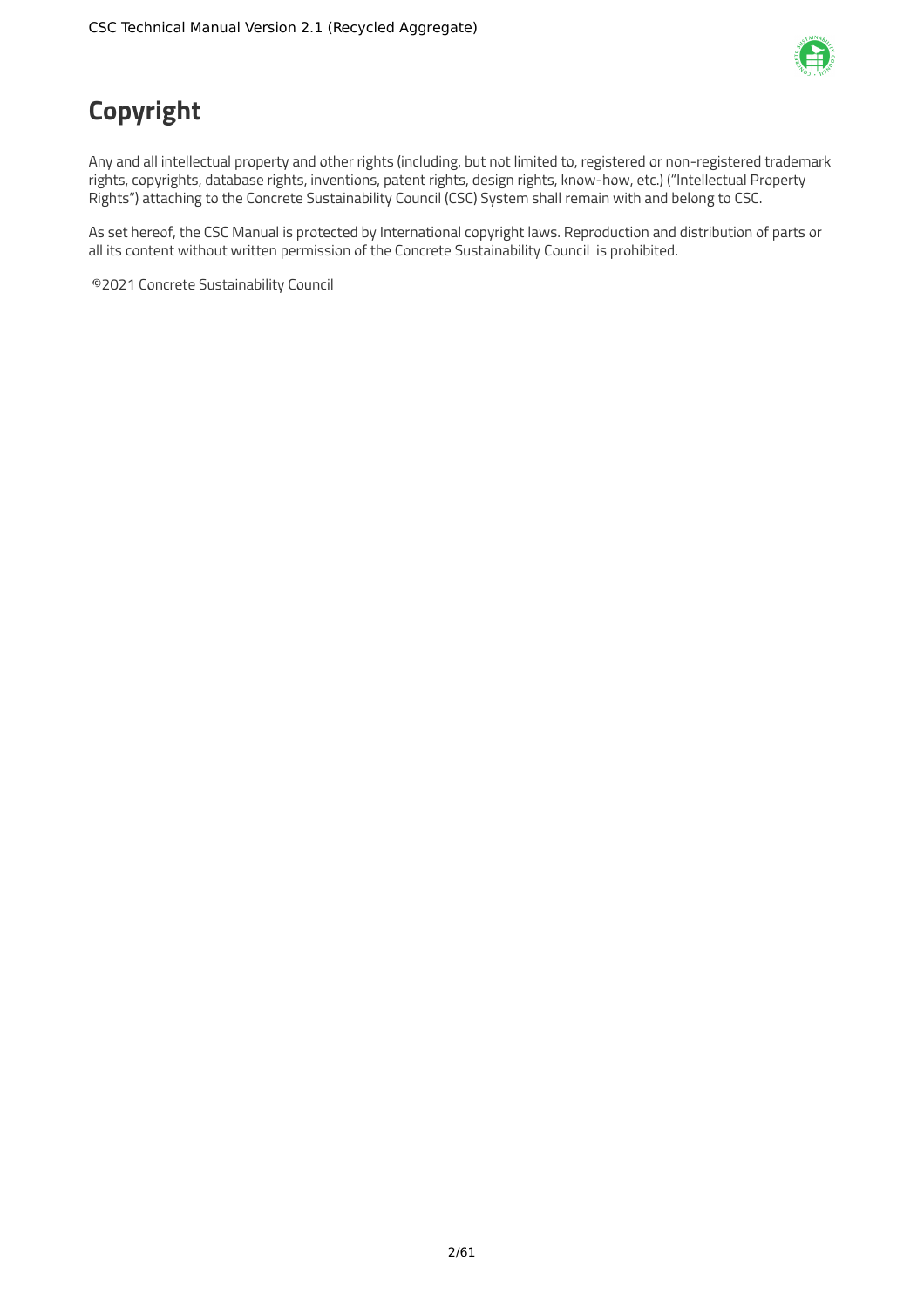# Copyright

Any and all intellectual property and other rights (including, but not limited to, registered or non-registered trademark rights, copyrights, database rights, inventions, patent rights, design rights, know-how, etc.) ("Intellectual Property Rights") attaching to the Concrete Sustainability Council (CSC) System shall remain with and belong to CSC.

As set hereof, the CSC Manual is protected by International copyright laws. Reproduction and distribution of parts or all its content without written permission of the Concrete Sustainability Council is prohibited.

©2021 Concrete Sustainability Council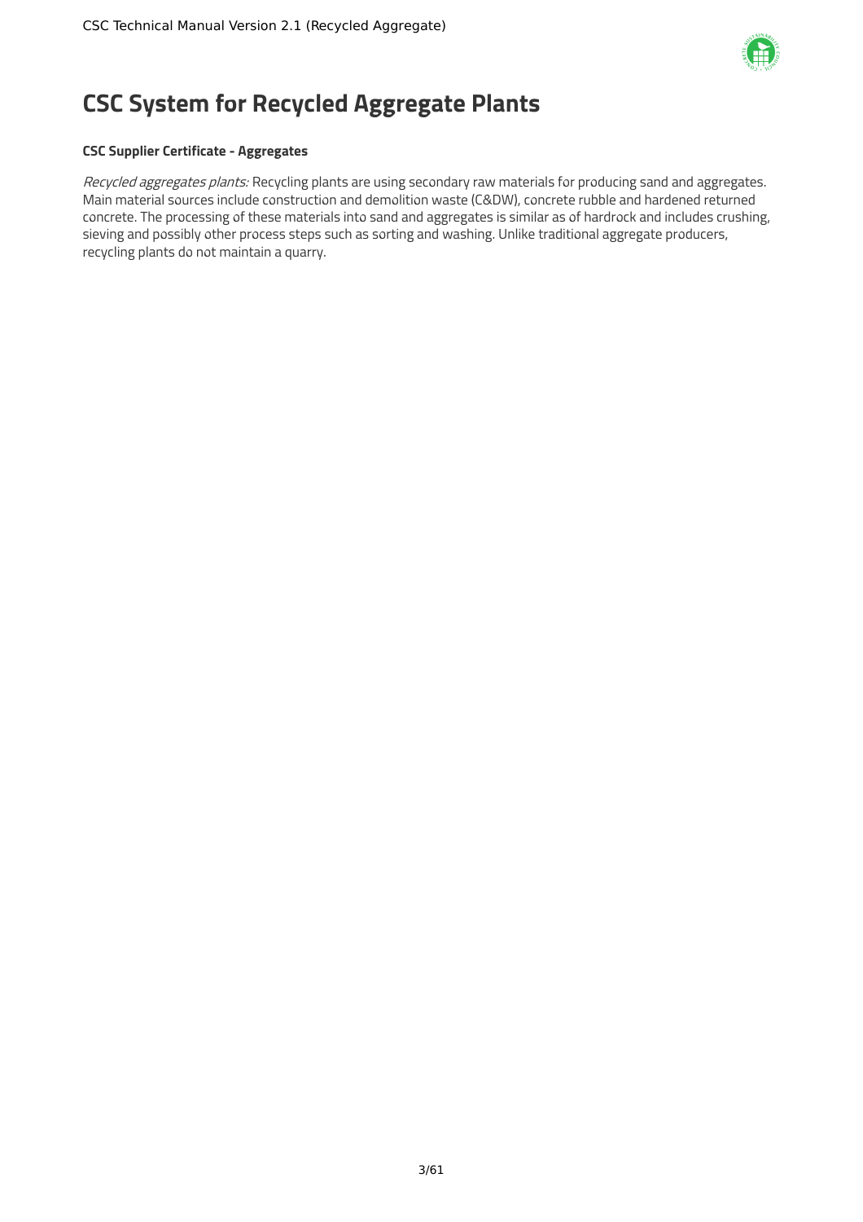# CSC System for Recycled Aggregate Plants

**CSC Supplier Certificate - Aggregates**

*Recycled aggregates plants:* Recycling plants are using secondary raw materials for producing sand and aggregates. Main material sources include construction and demolition waste (C&DW), concrete rubble and hardened returned concrete. The processing of these materials into sand and aggregates is similar as of hardrock and includes crushing, sieving and possibly other process steps such as sorting and washing. Unlike traditional aggregate producers, recycling plants do not maintain a quarry.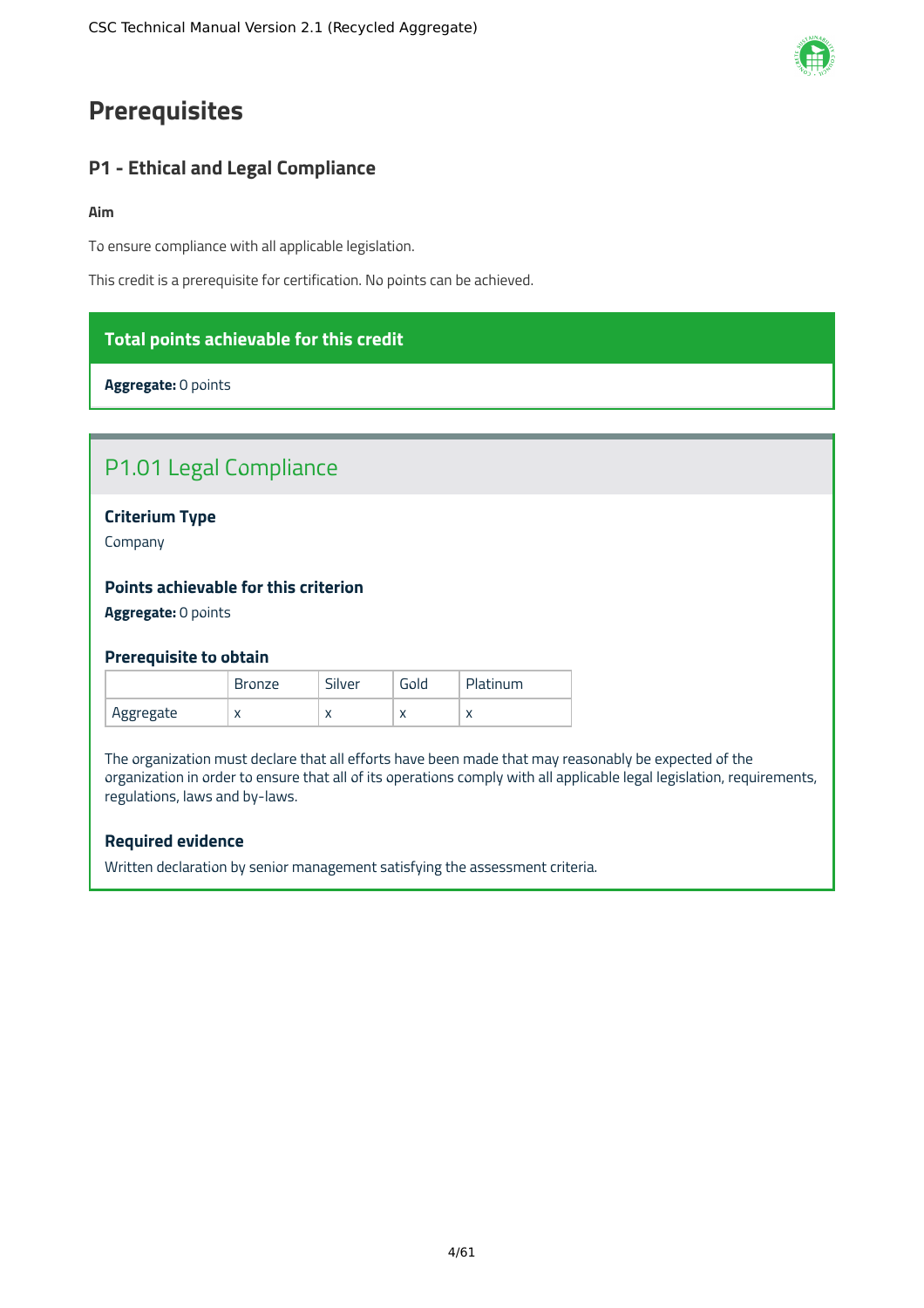# Prerequisites

## P1 - Ethical and Legal Compliance

**Aim**

To ensure compliance with all applicable legislation.

This credit is a prerequisite for certification. No points can be achieved.

**Total points achievable for this credit**

**Aggregate:** 0 points

### P1.01 Legal Compliance

**Criterium Type**

Company

**Points achievable for this criterion**

**Aggregate:** 0 points

**Prerequisite to obtain**

| | Bronze | Silver | Gold | Platinum |
|---|---|---|---|---|
| Aggregate | x | x | x | x |

The organization must declare that all efforts have been made that may reasonably be expected of the organization in order to ensure that all of its operations comply with all applicable legal legislation, requirements, regulations, laws and by-laws.

**Required evidence**

Written declaration by senior management satisfying the assessment criteria.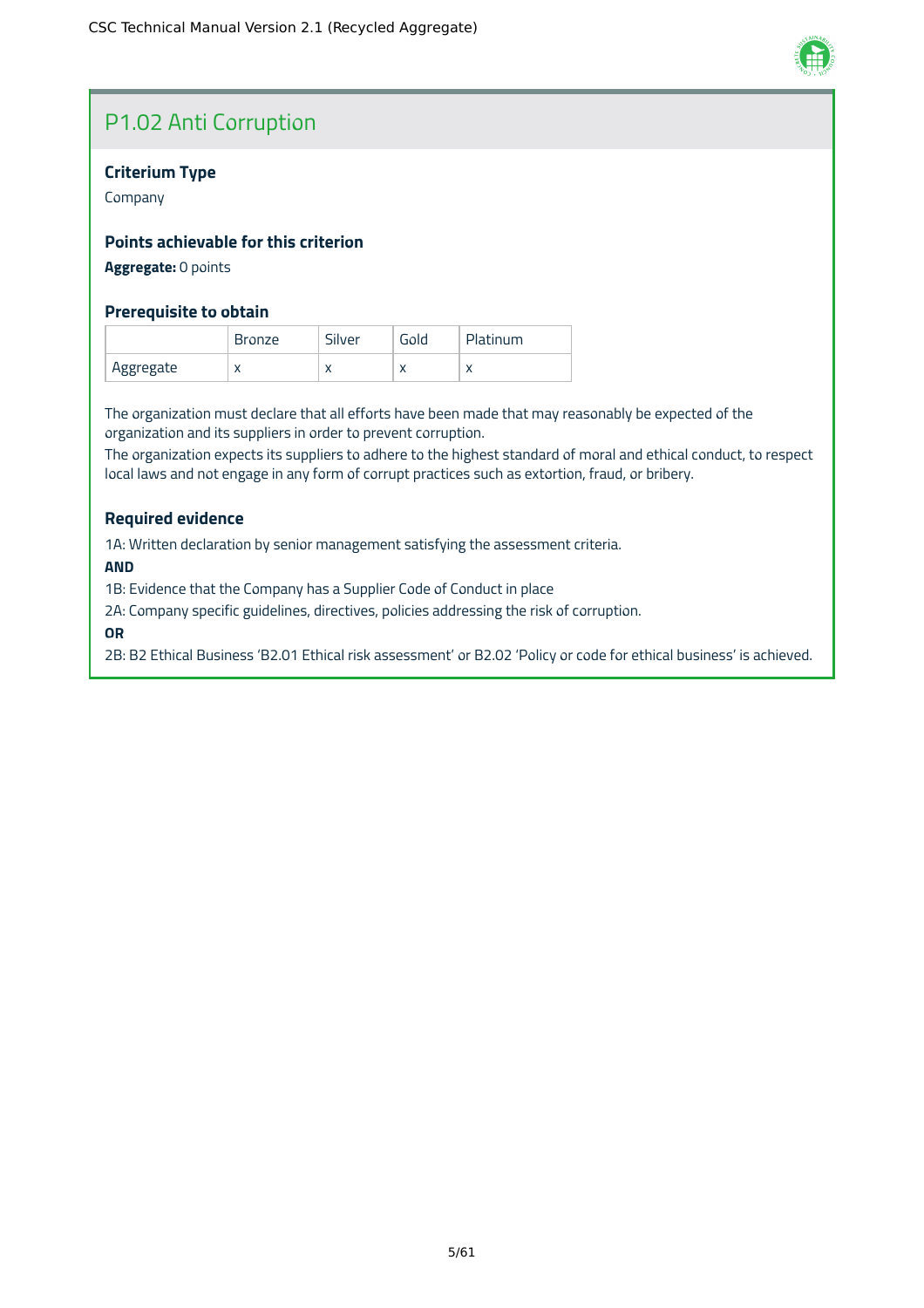## P1.02 Anti Corruption

### Criterium Type

Company

### Points achievable for this criterion

**Aggregate:** 0 points

### Prerequisite to obtain

| | Bronze | Silver | Gold | Platinum |
|---|---|---|---|---|
| Aggregate | x | x | x | x |

The organization must declare that all efforts have been made that may reasonably be expected of the organization and its suppliers in order to prevent corruption.
The organization expects its suppliers to adhere to the highest standard of moral and ethical conduct, to respect local laws and not engage in any form of corrupt practices such as extortion, fraud, or bribery.

### Required evidence

1A: Written declaration by senior management satisfying the assessment criteria.

**AND**

1B: Evidence that the Company has a Supplier Code of Conduct in place

2A: Company specific guidelines, directives, policies addressing the risk of corruption.

**OR**

2B: B2 Ethical Business 'B2.01 Ethical risk assessment' or B2.02 'Policy or code for ethical business' is achieved.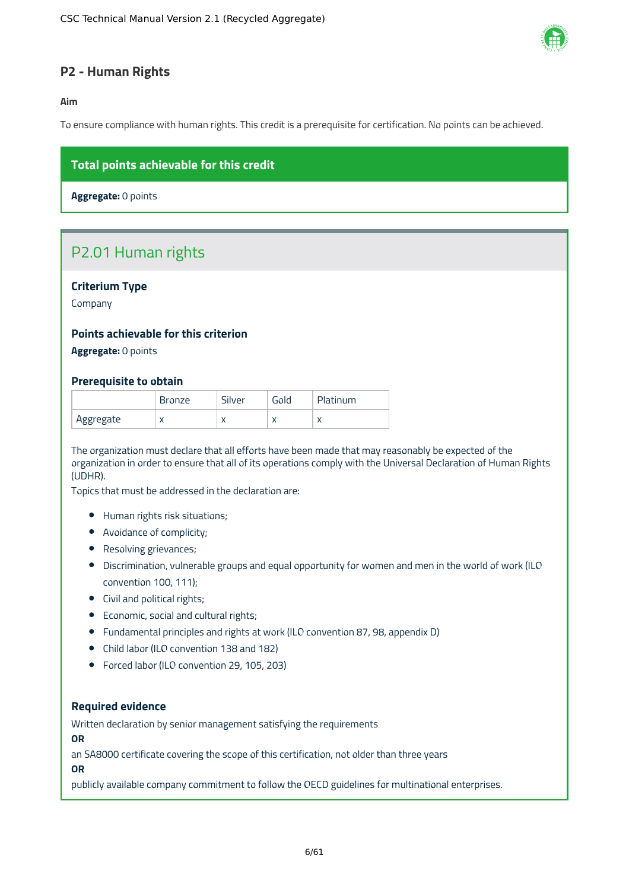## P2 - Human Rights

**Aim**

To ensure compliance with human rights. This credit is a prerequisite for certification. No points can be achieved.

**Total points achievable for this credit**

**Aggregate:** 0 points

### P2.01 Human rights

**Criterium Type**

Company

**Points achievable for this criterion**

**Aggregate:** 0 points

**Prerequisite to obtain**

| | Bronze | Silver | Gold | Platinum |
|---|---|---|---|---|
| Aggregate | x | x | x | x |

The organization must declare that all efforts have been made that may reasonably be expected of the organization in order to ensure that all of its operations comply with the Universal Declaration of Human Rights (UDHR).
Topics that must be addressed in the declaration are:

- Human rights risk situations;
- Avoidance of complicity;
- Resolving grievances;
- Discrimination, vulnerable groups and equal opportunity for women and men in the world of work (ILO convention 100, 111);
- Civil and political rights;
- Economic, social and cultural rights;
- Fundamental principles and rights at work (ILO convention 87, 98, appendix D)
- Child labor (ILO convention 138 and 182)
- Forced labor (ILO convention 29, 105, 203)

**Required evidence**

Written declaration by senior management satisfying the requirements
**OR**
an SA8000 certificate covering the scope of this certification, not older than three years
**OR**
publicly available company commitment to follow the OECD guidelines for multinational enterprises.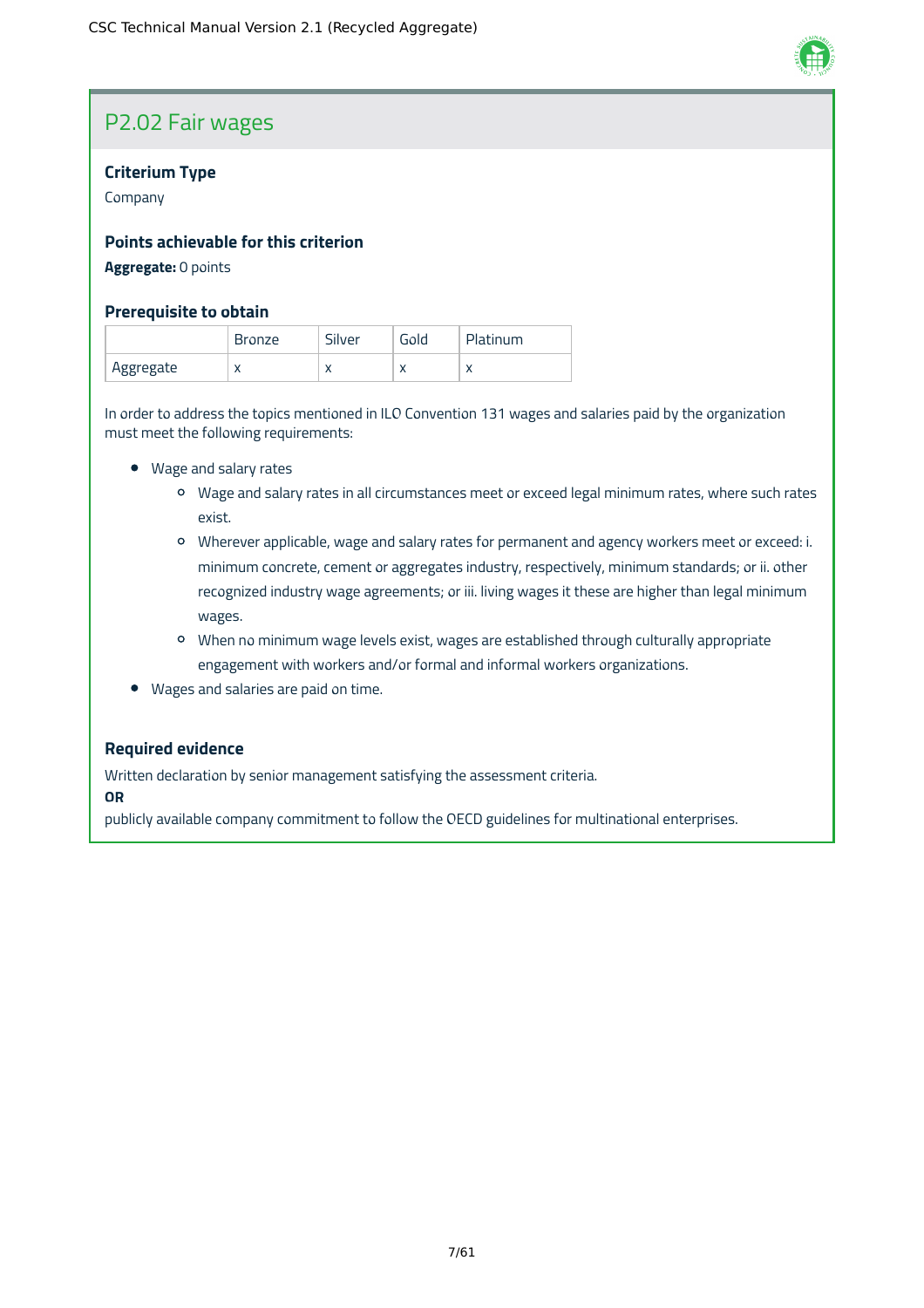## P2.02 Fair wages

### Criterium Type

Company

### Points achievable for this criterion

**Aggregate:** 0 points

### Prerequisite to obtain

| | Bronze | Silver | Gold | Platinum |
|---|---|---|---|---|
| Aggregate | x | x | x | x |

In order to address the topics mentioned in ILO Convention 131 wages and salaries paid by the organization must meet the following requirements:

- Wage and salary rates
  - Wage and salary rates in all circumstances meet or exceed legal minimum rates, where such rates exist.
  - Wherever applicable, wage and salary rates for permanent and agency workers meet or exceed: i. minimum concrete, cement or aggregates industry, respectively, minimum standards; or ii. other recognized industry wage agreements; or iii. living wages it these are higher than legal minimum wages.
  - When no minimum wage levels exist, wages are established through culturally appropriate engagement with workers and/or formal and informal workers organizations.
- Wages and salaries are paid on time.

### Required evidence

Written declaration by senior management satisfying the assessment criteria.

**OR**

publicly available company commitment to follow the OECD guidelines for multinational enterprises.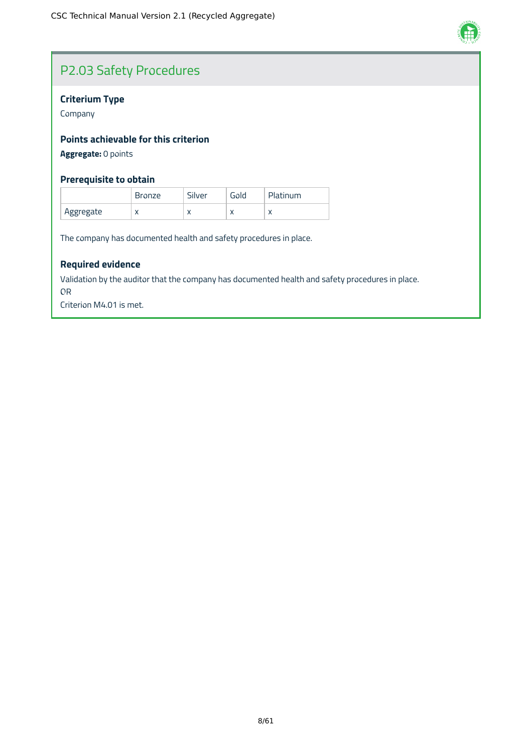## P2.03 Safety Procedures

### Criterium Type

Company

### Points achievable for this criterion

**Aggregate:** 0 points

### Prerequisite to obtain

| | Bronze | Silver | Gold | Platinum |
|---|---|---|---|---|
| Aggregate | x | x | x | x |

The company has documented health and safety procedures in place.

### Required evidence

Validation by the auditor that the company has documented health and safety procedures in place.
OR
Criterion M4.01 is met.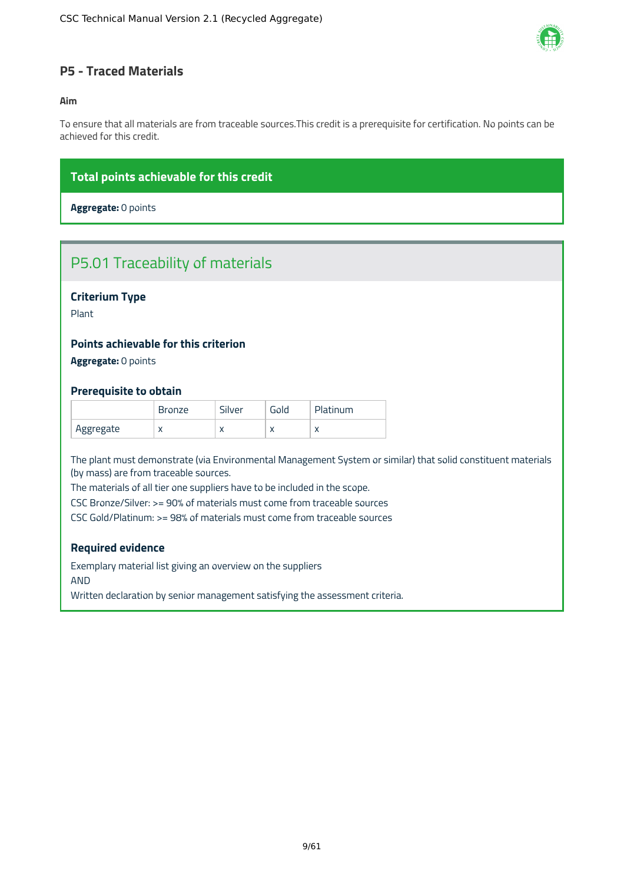## P5 - Traced Materials

**Aim**

To ensure that all materials are from traceable sources.This credit is a prerequisite for certification. No points can be achieved for this credit.

**Total points achievable for this credit**

**Aggregate:** 0 points

### P5.01 Traceability of materials

**Criterium Type**

Plant

**Points achievable for this criterion**

**Aggregate:** 0 points

**Prerequisite to obtain**

| | Bronze | Silver | Gold | Platinum |
|---|---|---|---|---|
| Aggregate | x | x | x | x |

The plant must demonstrate (via Environmental Management System or similar) that solid constituent materials (by mass) are from traceable sources.

The materials of all tier one suppliers have to be included in the scope.

CSC Bronze/Silver: >= 90% of materials must come from traceable sources

CSC Gold/Platinum: >= 98% of materials must come from traceable sources

**Required evidence**

Exemplary material list giving an overview on the suppliers

AND

Written declaration by senior management satisfying the assessment criteria.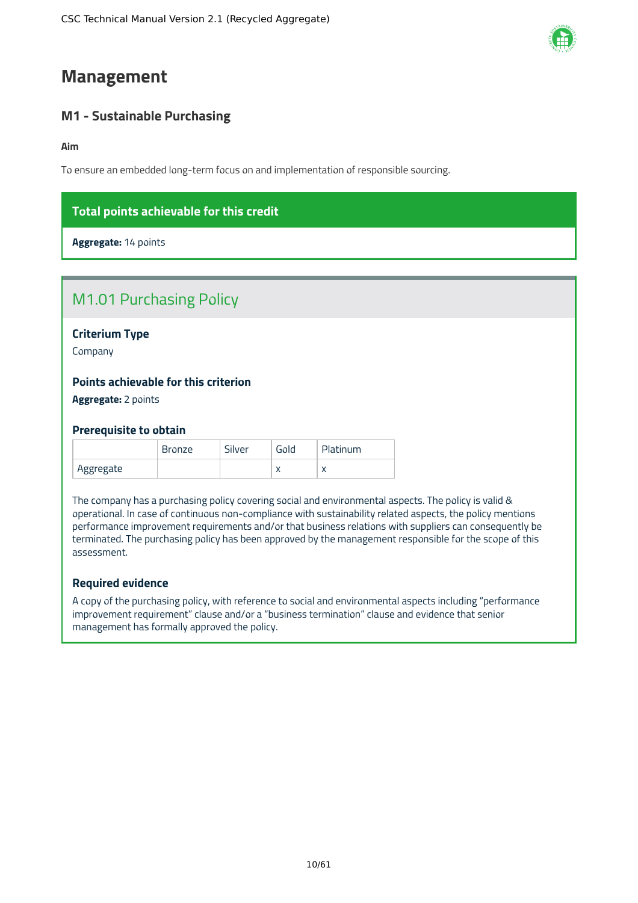# Management

## M1 - Sustainable Purchasing

**Aim**

To ensure an embedded long-term focus on and implementation of responsible sourcing.

**Total points achievable for this credit**

**Aggregate:** 14 points

### M1.01 Purchasing Policy

**Criterium Type**

Company

**Points achievable for this criterion**

**Aggregate:** 2 points

**Prerequisite to obtain**

| | Bronze | Silver | Gold | Platinum |
|---|---|---|---|---|
| Aggregate | | | x | x |

The company has a purchasing policy covering social and environmental aspects. The policy is valid & operational. In case of continuous non-compliance with sustainability related aspects, the policy mentions performance improvement requirements and/or that business relations with suppliers can consequently be terminated. The purchasing policy has been approved by the management responsible for the scope of this assessment.

**Required evidence**

A copy of the purchasing policy, with reference to social and environmental aspects including "performance improvement requirement" clause and/or a "business termination" clause and evidence that senior management has formally approved the policy.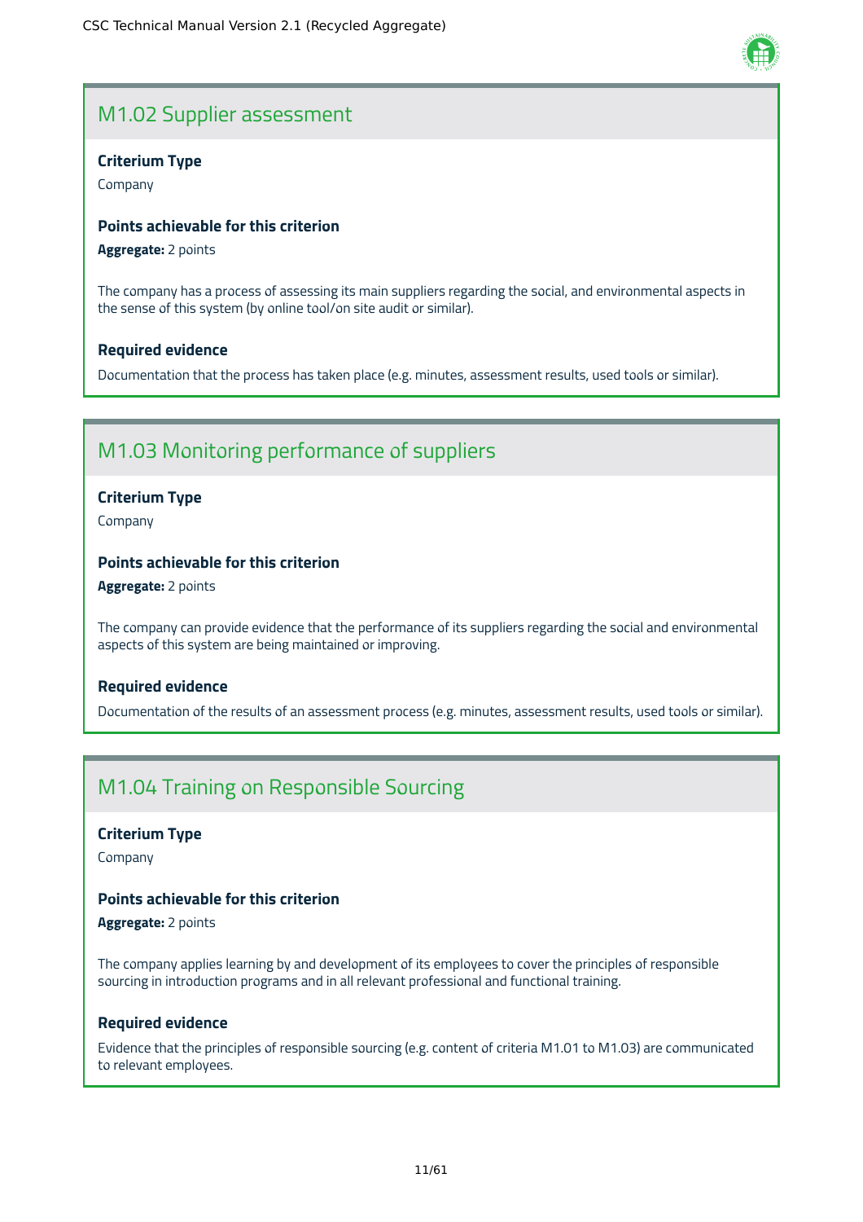## M1.02 Supplier assessment

**Criterium Type**

Company

**Points achievable for this criterion**

**Aggregate:** 2 points

The company has a process of assessing its main suppliers regarding the social, and environmental aspects in the sense of this system (by online tool/on site audit or similar).

**Required evidence**

Documentation that the process has taken place (e.g. minutes, assessment results, used tools or similar).

## M1.03 Monitoring performance of suppliers

**Criterium Type**

Company

**Points achievable for this criterion**

**Aggregate:** 2 points

The company can provide evidence that the performance of its suppliers regarding the social and environmental aspects of this system are being maintained or improving.

**Required evidence**

Documentation of the results of an assessment process (e.g. minutes, assessment results, used tools or similar).

## M1.04 Training on Responsible Sourcing

**Criterium Type**

Company

**Points achievable for this criterion**

**Aggregate:** 2 points

The company applies learning by and development of its employees to cover the principles of responsible sourcing in introduction programs and in all relevant professional and functional training.

**Required evidence**

Evidence that the principles of responsible sourcing (e.g. content of criteria M1.01 to M1.03) are communicated to relevant employees.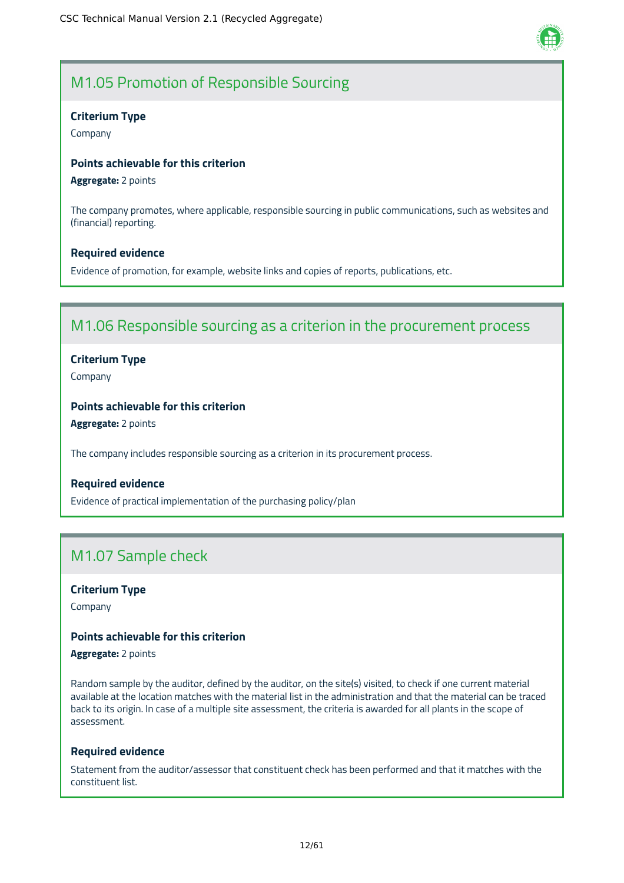## M1.05 Promotion of Responsible Sourcing

**Criterium Type**

Company

**Points achievable for this criterion**

**Aggregate:** 2 points

The company promotes, where applicable, responsible sourcing in public communications, such as websites and (financial) reporting.

**Required evidence**

Evidence of promotion, for example, website links and copies of reports, publications, etc.

## M1.06 Responsible sourcing as a criterion in the procurement process

**Criterium Type**

Company

**Points achievable for this criterion**

**Aggregate:** 2 points

The company includes responsible sourcing as a criterion in its procurement process.

**Required evidence**

Evidence of practical implementation of the purchasing policy/plan

## M1.07 Sample check

**Criterium Type**

Company

**Points achievable for this criterion**

**Aggregate:** 2 points

Random sample by the auditor, defined by the auditor, on the site(s) visited, to check if one current material available at the location matches with the material list in the administration and that the material can be traced back to its origin. In case of a multiple site assessment, the criteria is awarded for all plants in the scope of assessment.

**Required evidence**

Statement from the auditor/assessor that constituent check has been performed and that it matches with the constituent list.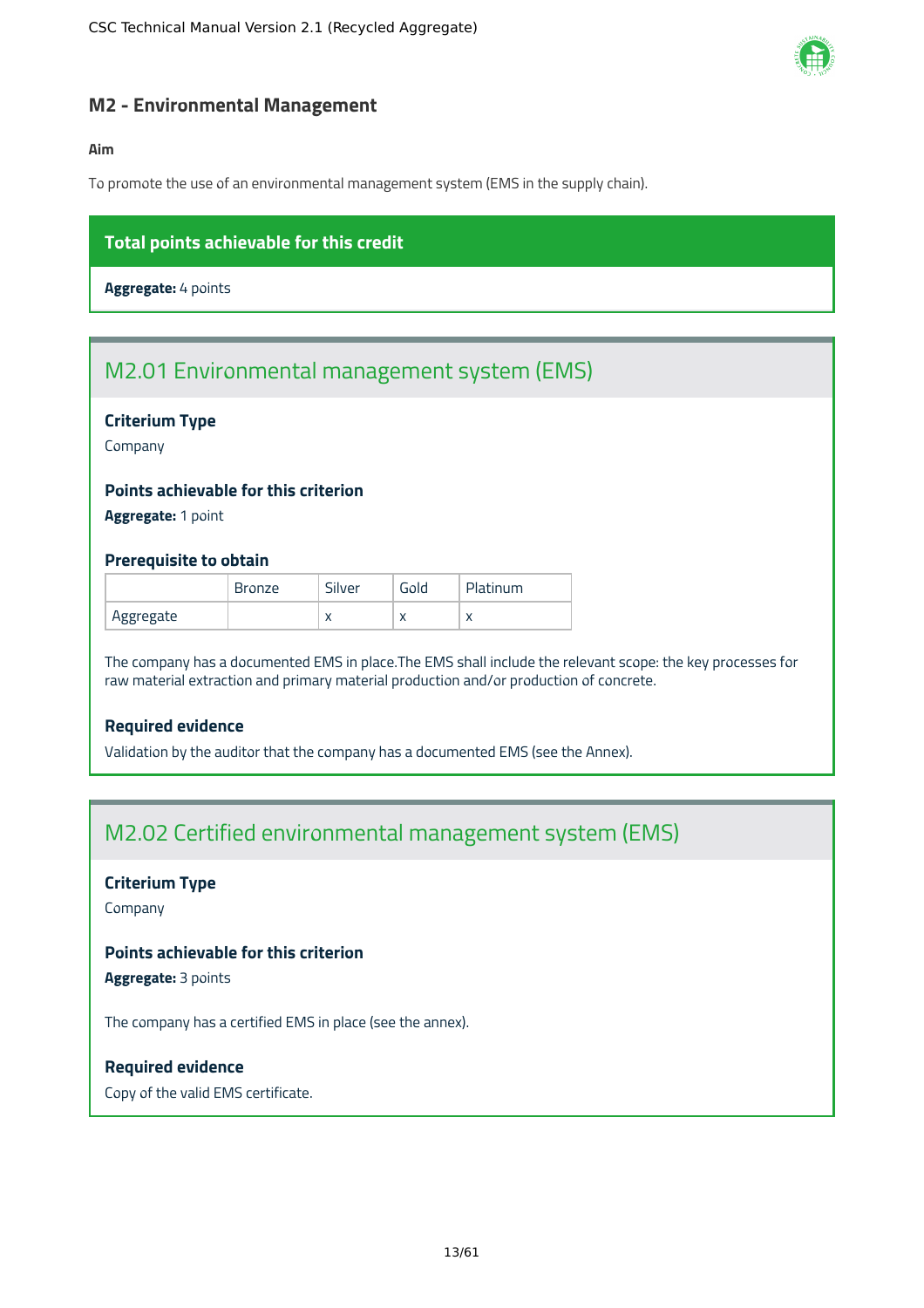## M2 - Environmental Management

**Aim**

To promote the use of an environmental management system (EMS in the supply chain).

**Total points achievable for this credit**

**Aggregate:** 4 points

### M2.01 Environmental management system (EMS)

**Criterium Type**

Company

**Points achievable for this criterion**

**Aggregate:** 1 point

**Prerequisite to obtain**

| | Bronze | Silver | Gold | Platinum |
|---|---|---|---|---|
| Aggregate | | x | x | x |

The company has a documented EMS in place.The EMS shall include the relevant scope: the key processes for raw material extraction and primary material production and/or production of concrete.

**Required evidence**

Validation by the auditor that the company has a documented EMS (see the Annex).

### M2.02 Certified environmental management system (EMS)

**Criterium Type**

Company

**Points achievable for this criterion**

**Aggregate:** 3 points

The company has a certified EMS in place (see the annex).

**Required evidence**

Copy of the valid EMS certificate.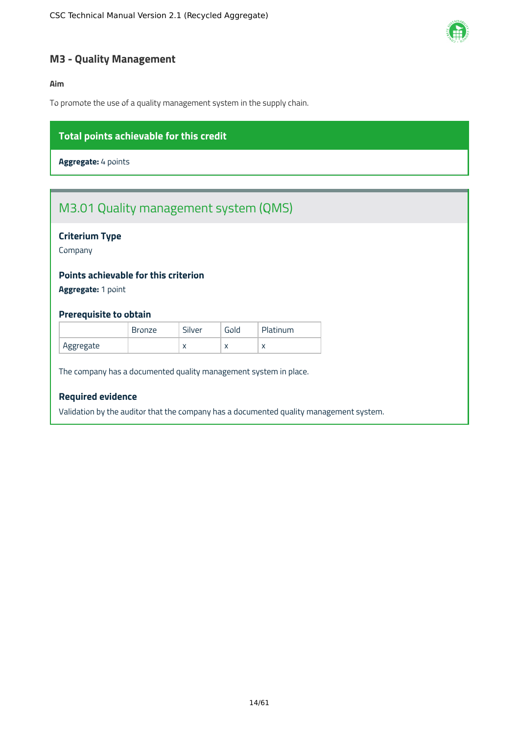## M3 - Quality Management

**Aim**

To promote the use of a quality management system in the supply chain.

**Total points achievable for this credit**

**Aggregate:** 4 points

### M3.01 Quality management system (QMS)

**Criterium Type**

Company

**Points achievable for this criterion**

**Aggregate:** 1 point

**Prerequisite to obtain**

| | Bronze | Silver | Gold | Platinum |
|---|---|---|---|---|
| Aggregate | | x | x | x |

The company has a documented quality management system in place.

**Required evidence**

Validation by the auditor that the company has a documented quality management system.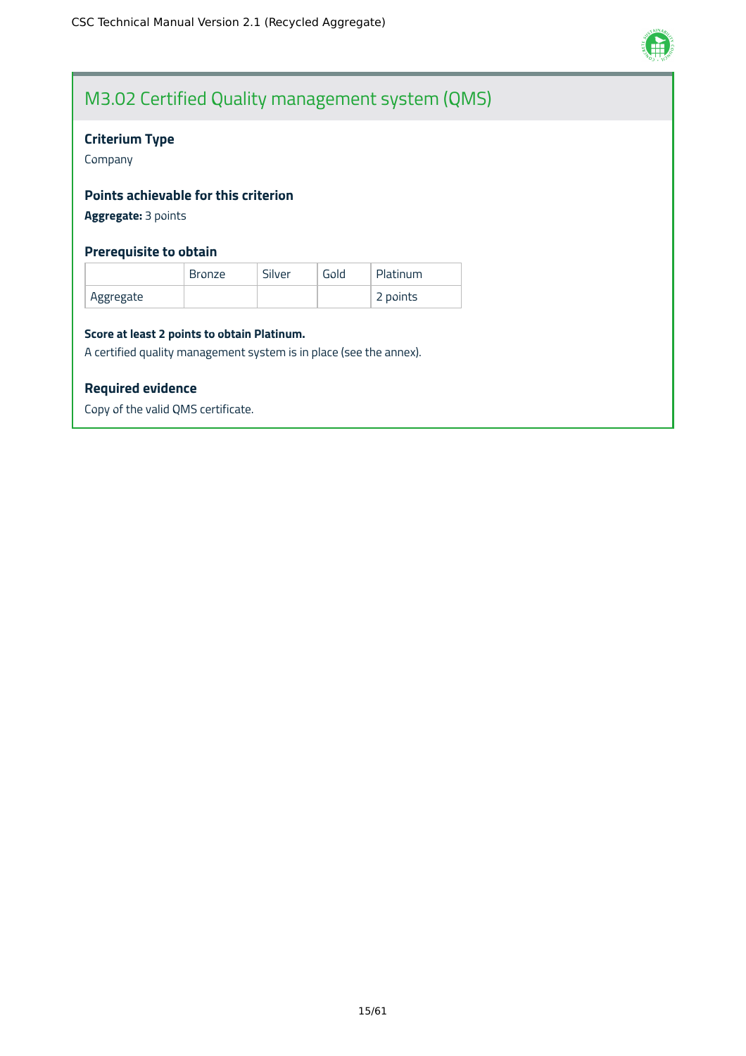## M3.02 Certified Quality management system (QMS)

### Criterium Type

Company

### Points achievable for this criterion

**Aggregate:** 3 points

### Prerequisite to obtain

| | Bronze | Silver | Gold | Platinum |
|---|---|---|---|---|
| Aggregate | | | | 2 points |

**Score at least 2 points to obtain Platinum.**

A certified quality management system is in place (see the annex).

### Required evidence

Copy of the valid QMS certificate.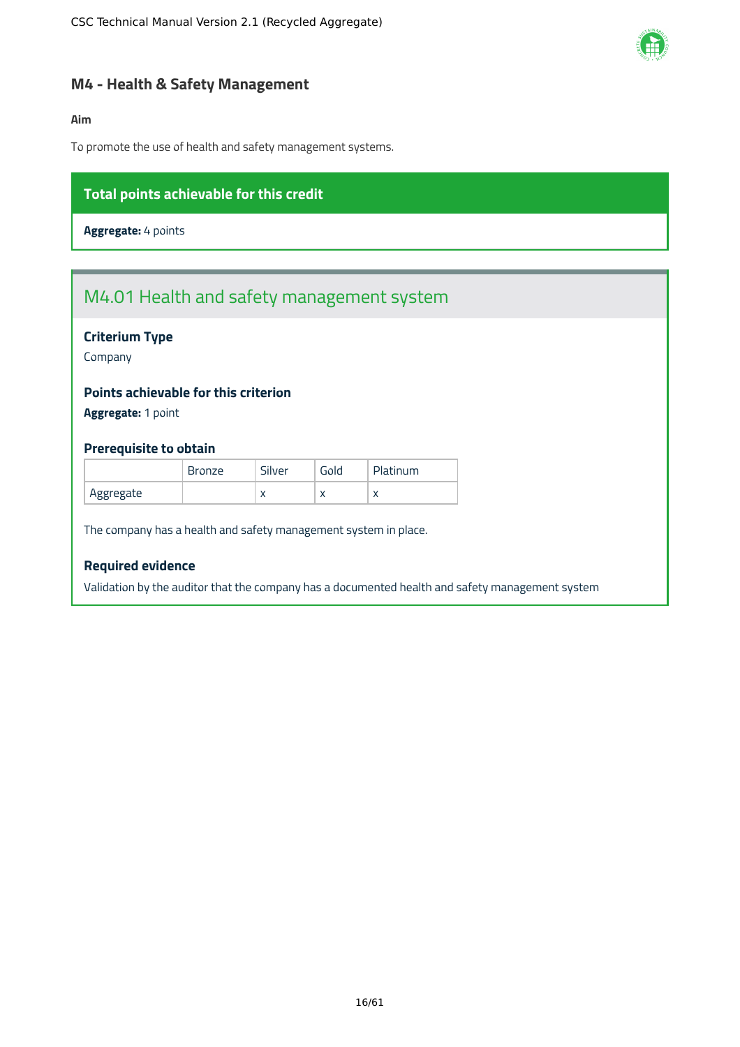## M4 - Health & Safety Management

**Aim**

To promote the use of health and safety management systems.

**Total points achievable for this credit**

**Aggregate:** 4 points

### M4.01 Health and safety management system

**Criterium Type**

Company

**Points achievable for this criterion**

**Aggregate:** 1 point

**Prerequisite to obtain**

| | Bronze | Silver | Gold | Platinum |
|---|---|---|---|---|
| Aggregate | | x | x | x |

The company has a health and safety management system in place.

**Required evidence**

Validation by the auditor that the company has a documented health and safety management system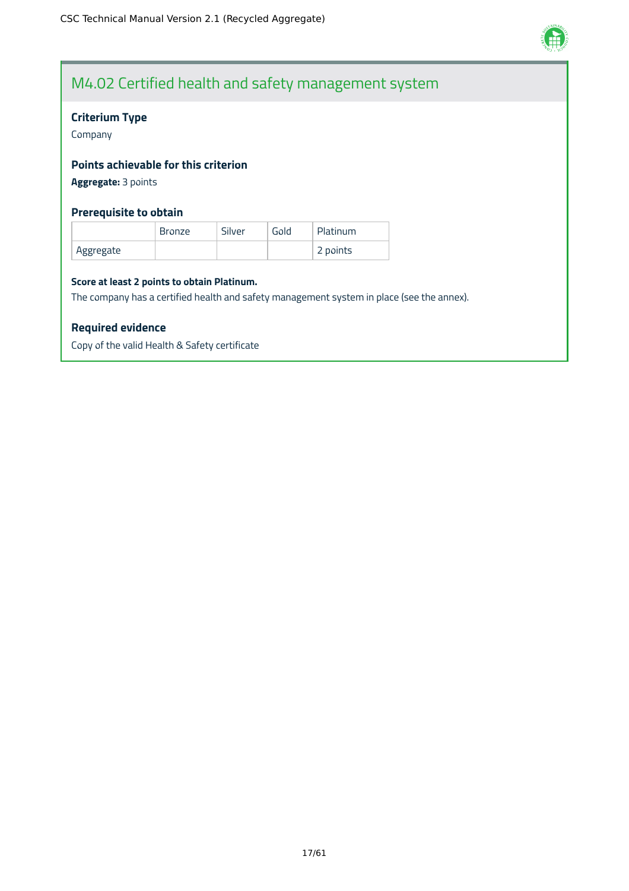# M4.02 Certified health and safety management system

### Criterium Type

Company

### Points achievable for this criterion

**Aggregate:** 3 points

### Prerequisite to obtain

| | Bronze | Silver | Gold | Platinum |
|---|---|---|---|---|
| Aggregate | | | | 2 points |

**Score at least 2 points to obtain Platinum.**

The company has a certified health and safety management system in place (see the annex).

### Required evidence

Copy of the valid Health & Safety certificate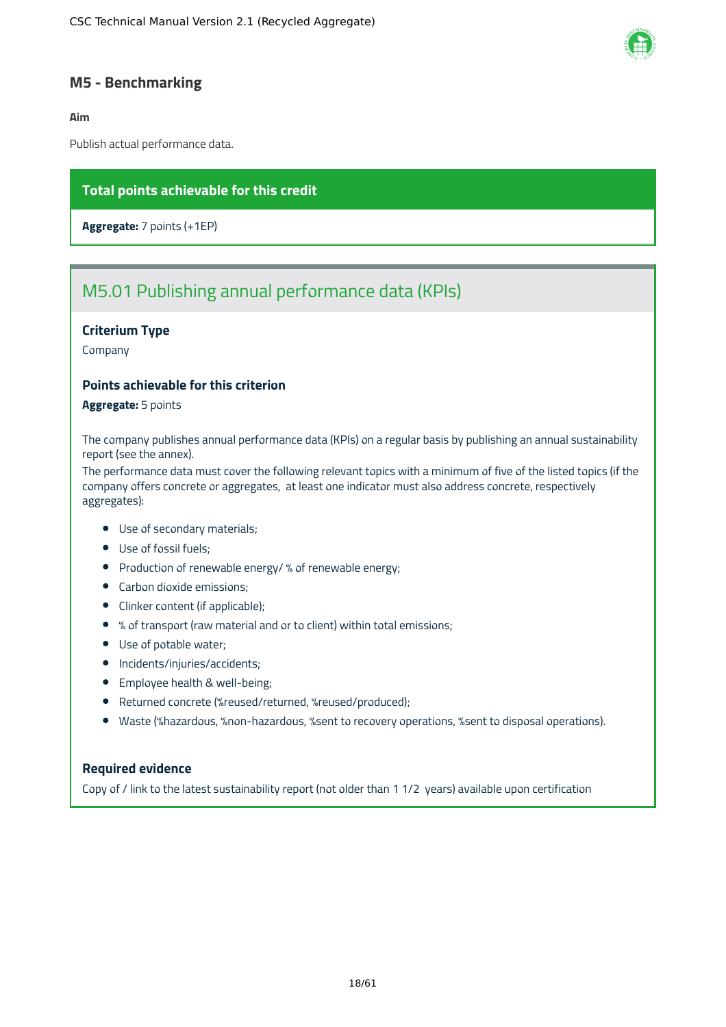## M5 - Benchmarking

**Aim**

Publish actual performance data.

**Total points achievable for this credit**

**Aggregate:** 7 points (+1EP)

### M5.01 Publishing annual performance data (KPIs)

**Criterium Type**

Company

**Points achievable for this criterion**

**Aggregate:** 5 points

The company publishes annual performance data (KPIs) on a regular basis by publishing an annual sustainability report (see the annex).
The performance data must cover the following relevant topics with a minimum of five of the listed topics (if the company offers concrete or aggregates, at least one indicator must also address concrete, respectively aggregates):

- Use of secondary materials;
- Use of fossil fuels;
- Production of renewable energy/ % of renewable energy;
- Carbon dioxide emissions;
- Clinker content (if applicable);
- % of transport (raw material and or to client) within total emissions;
- Use of potable water;
- Incidents/injuries/accidents;
- Employee health & well-being;
- Returned concrete (%reused/returned, %reused/produced);
- Waste (%hazardous, %non-hazardous, %sent to recovery operations, %sent to disposal operations).

**Required evidence**

Copy of / link to the latest sustainability report (not older than 1 1/2 years) available upon certification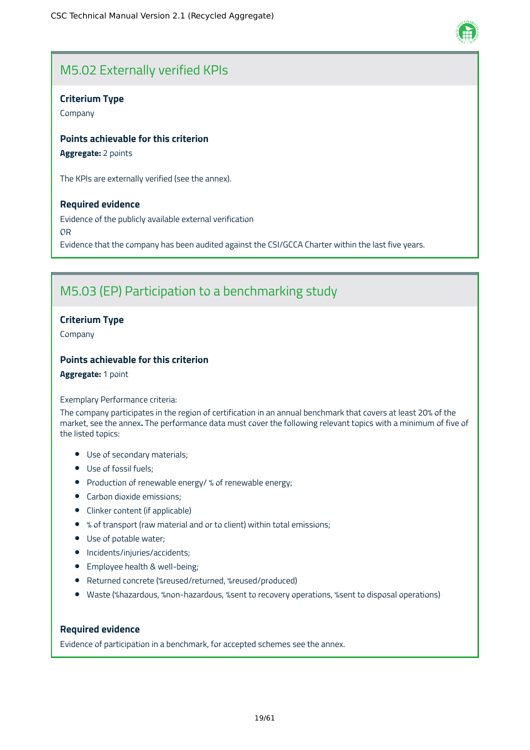## M5.02 Externally verified KPIs

**Criterium Type**

Company

**Points achievable for this criterion**

**Aggregate:** 2 points

The KPIs are externally verified (see the annex).

**Required evidence**

Evidence of the publicly available external verification

OR

Evidence that the company has been audited against the CSI/GCCA Charter within the last five years.

## M5.03 (EP) Participation to a benchmarking study

**Criterium Type**

Company

**Points achievable for this criterion**

**Aggregate:** 1 point

Exemplary Performance criteria:

The company participates in the region of certification in an annual benchmark that covers at least 20% of the market, see the annex**.** The performance data must cover the following relevant topics with a minimum of five of the listed topics:

- Use of secondary materials;
- Use of fossil fuels;
- Production of renewable energy/ % of renewable energy;
- Carbon dioxide emissions;
- Clinker content (if applicable)
- % of transport (raw material and or to client) within total emissions;
- Use of potable water;
- Incidents/injuries/accidents;
- Employee health & well-being;
- Returned concrete (%reused/returned, %reused/produced)
- Waste (%hazardous, %non-hazardous, %sent to recovery operations, %sent to disposal operations)

**Required evidence**

Evidence of participation in a benchmark, for accepted schemes see the annex.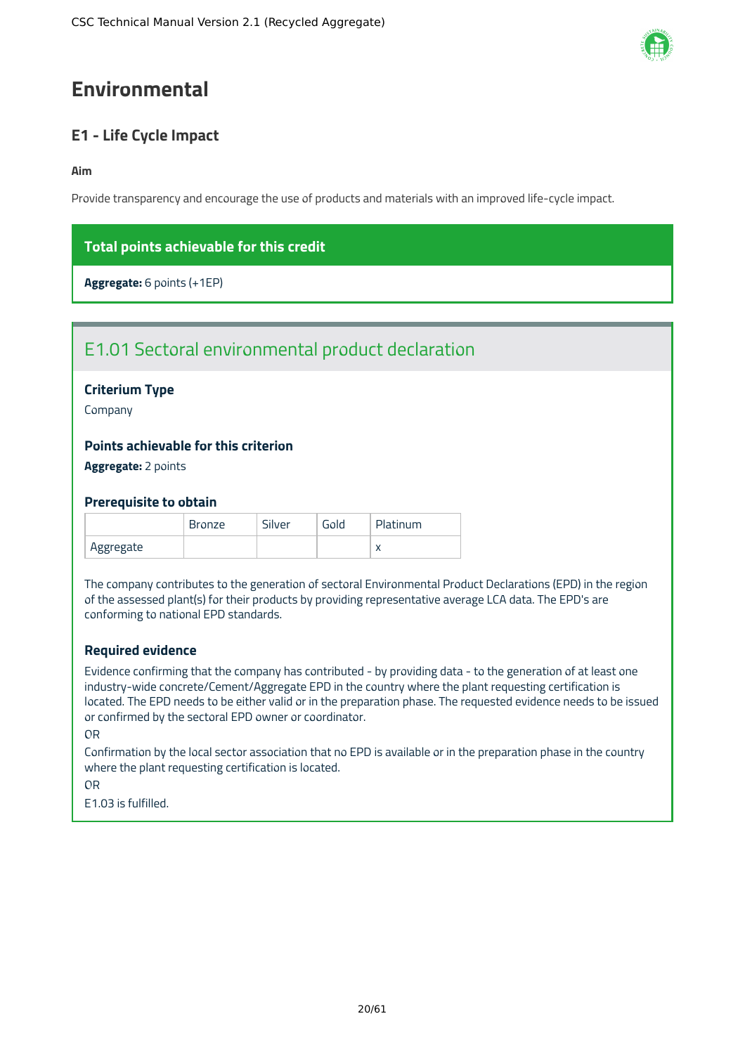# Environmental

## E1 - Life Cycle Impact

**Aim**

Provide transparency and encourage the use of products and materials with an improved life-cycle impact.

**Total points achievable for this credit**

**Aggregate:** 6 points (+1EP)

### E1.01 Sectoral environmental product declaration

**Criterium Type**

Company

**Points achievable for this criterion**

**Aggregate:** 2 points

**Prerequisite to obtain**

| | Bronze | Silver | Gold | Platinum |
|---|---|---|---|---|
| Aggregate | | | | x |

The company contributes to the generation of sectoral Environmental Product Declarations (EPD) in the region of the assessed plant(s) for their products by providing representative average LCA data. The EPD's are conforming to national EPD standards.

**Required evidence**

Evidence confirming that the company has contributed - by providing data - to the generation of at least one industry-wide concrete/Cement/Aggregate EPD in the country where the plant requesting certification is located. The EPD needs to be either valid or in the preparation phase. The requested evidence needs to be issued or confirmed by the sectoral EPD owner or coordinator.

OR

Confirmation by the local sector association that no EPD is available or in the preparation phase in the country where the plant requesting certification is located.

OR

E1.03 is fulfilled.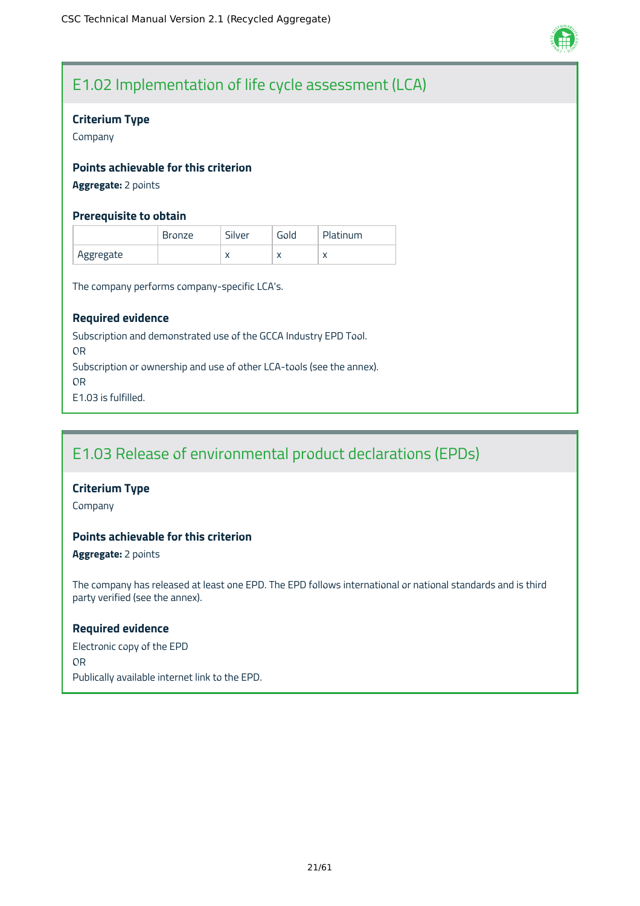## E1.02 Implementation of life cycle assessment (LCA)

### Criterium Type

Company

### Points achievable for this criterion

**Aggregate:** 2 points

### Prerequisite to obtain

| | Bronze | Silver | Gold | Platinum |
|---|---|---|---|---|
| Aggregate | | x | x | x |

The company performs company-specific LCA's.

### Required evidence

Subscription and demonstrated use of the GCCA Industry EPD Tool.

OR

Subscription or ownership and use of other LCA-tools (see the annex).

OR

E1.03 is fulfilled.

## E1.03 Release of environmental product declarations (EPDs)

### Criterium Type

Company

### Points achievable for this criterion

**Aggregate:** 2 points

The company has released at least one EPD. The EPD follows international or national standards and is third party verified (see the annex).

### Required evidence

Electronic copy of the EPD

OR

Publically available internet link to the EPD.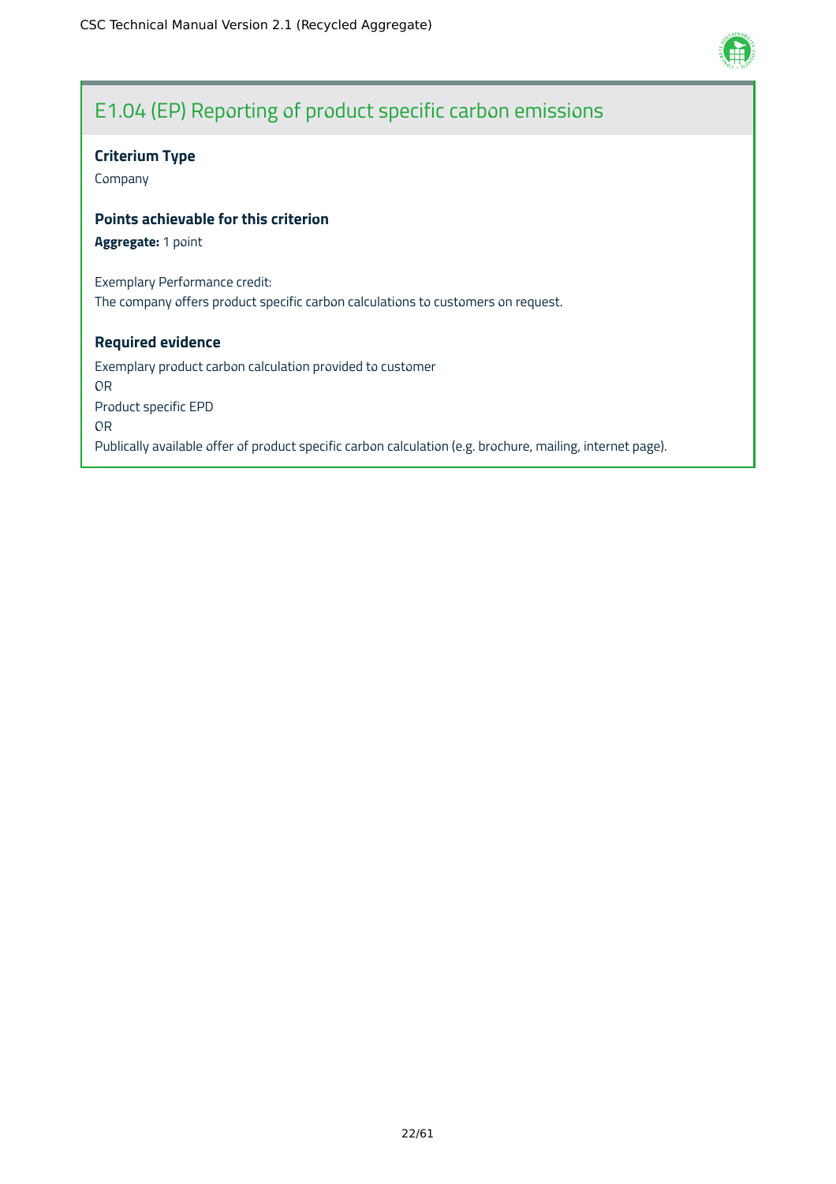## E1.04 (EP) Reporting of product specific carbon emissions

**Criterium Type**

Company

**Points achievable for this criterion**

**Aggregate:** 1 point

Exemplary Performance credit:
The company offers product specific carbon calculations to customers on request.

**Required evidence**

Exemplary product carbon calculation provided to customer
OR
Product specific EPD
OR
Publically available offer of product specific carbon calculation (e.g. brochure, mailing, internet page).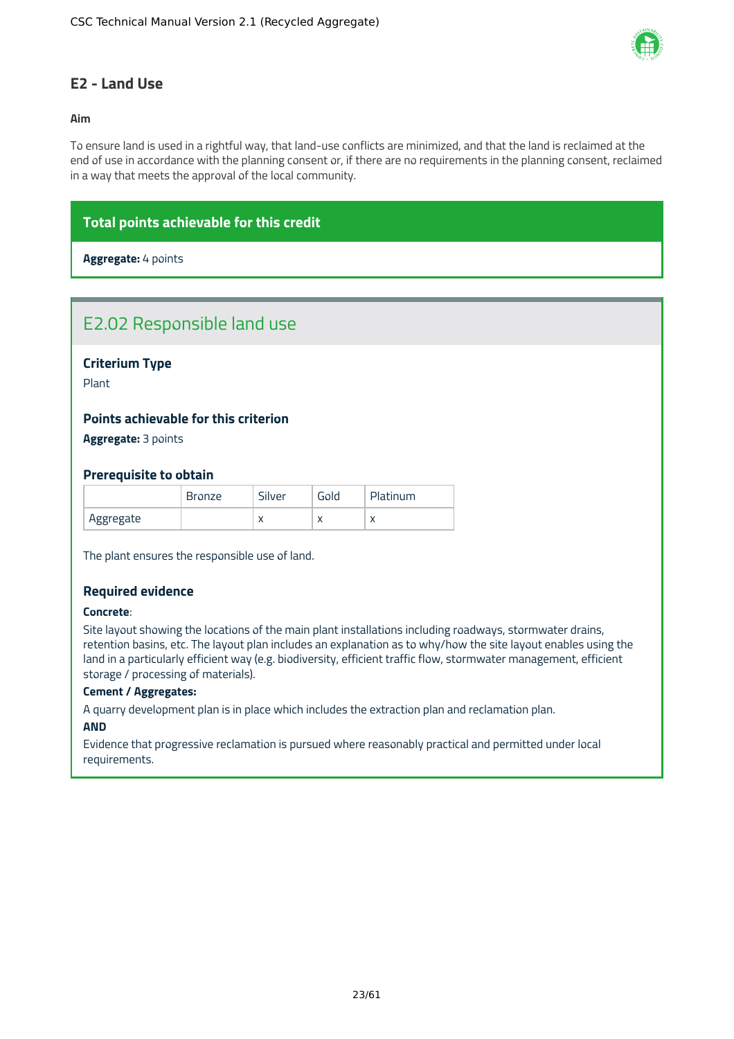## E2 - Land Use

**Aim**

To ensure land is used in a rightful way, that land-use conflicts are minimized, and that the land is reclaimed at the end of use in accordance with the planning consent or, if there are no requirements in the planning consent, reclaimed in a way that meets the approval of the local community.

**Total points achievable for this credit**

**Aggregate:** 4 points

### E2.02 Responsible land use

#### Criterium Type

Plant

#### Points achievable for this criterion

**Aggregate:** 3 points

#### Prerequisite to obtain

| | Bronze | Silver | Gold | Platinum |
|---|---|---|---|---|
| Aggregate | | x | x | x |

The plant ensures the responsible use of land.

#### Required evidence

**Concrete**:

Site layout showing the locations of the main plant installations including roadways, stormwater drains, retention basins, etc. The layout plan includes an explanation as to why/how the site layout enables using the land in a particularly efficient way (e.g. biodiversity, efficient traffic flow, stormwater management, efficient storage / processing of materials).

**Cement / Aggregates:**

A quarry development plan is in place which includes the extraction plan and reclamation plan.

**AND**

Evidence that progressive reclamation is pursued where reasonably practical and permitted under local requirements.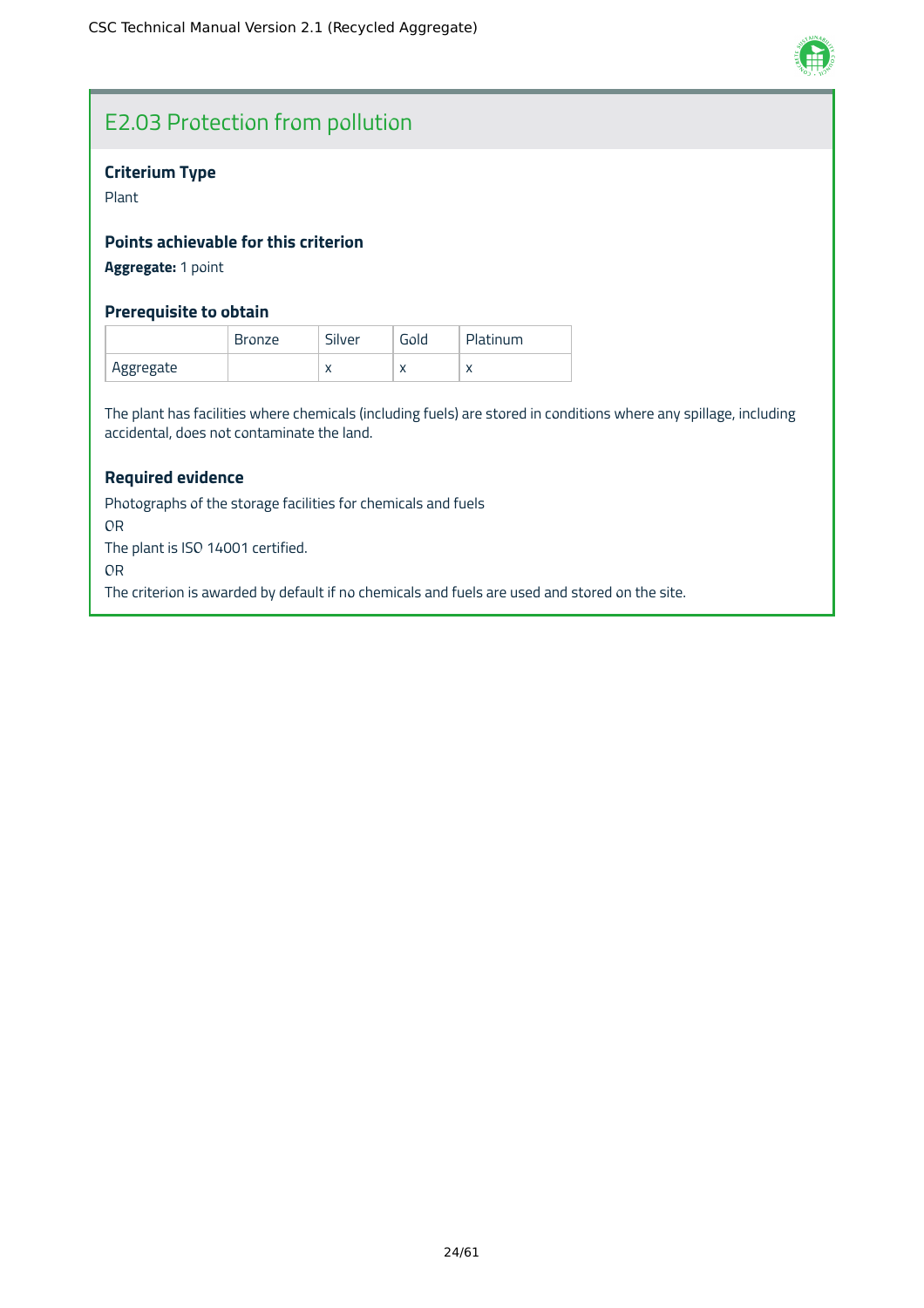## E2.03 Protection from pollution

### Criterium Type

Plant

### Points achievable for this criterion

**Aggregate:** 1 point

### Prerequisite to obtain

| | Bronze | Silver | Gold | Platinum |
|---|---|---|---|---|
| Aggregate | | x | x | x |

The plant has facilities where chemicals (including fuels) are stored in conditions where any spillage, including accidental, does not contaminate the land.

### Required evidence

Photographs of the storage facilities for chemicals and fuels

OR

The plant is ISO 14001 certified.

OR

The criterion is awarded by default if no chemicals and fuels are used and stored on the site.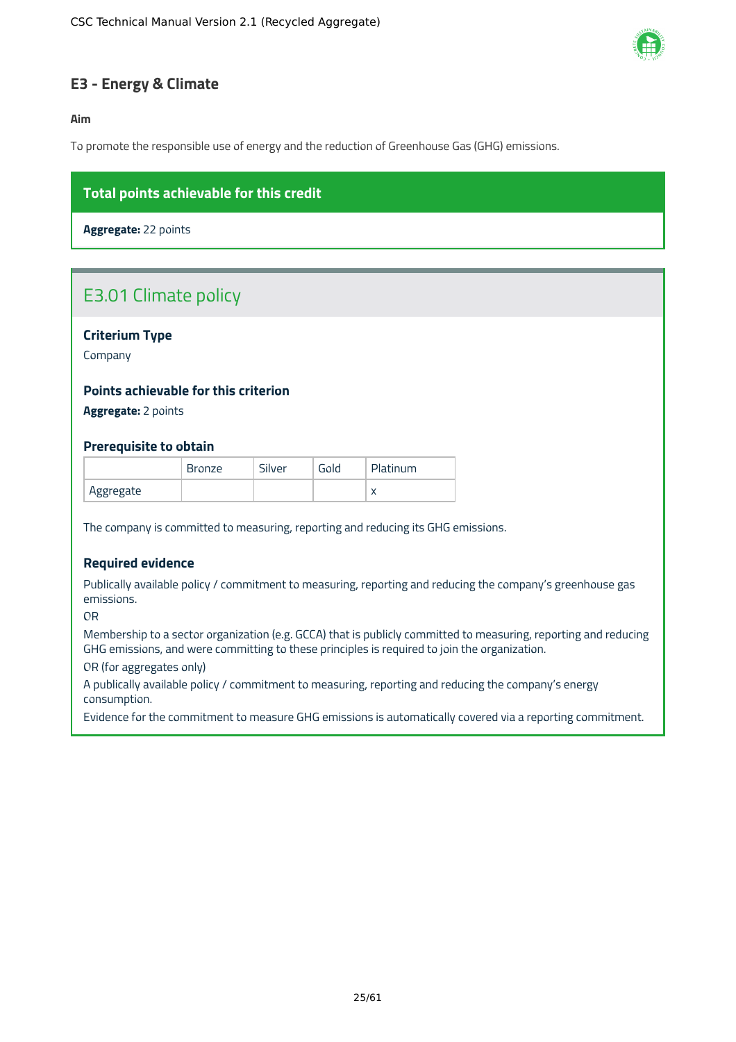## E3 - Energy & Climate

**Aim**

To promote the responsible use of energy and the reduction of Greenhouse Gas (GHG) emissions.

**Total points achievable for this credit**

**Aggregate:** 22 points

### E3.01 Climate policy

#### Criterium Type

Company

#### Points achievable for this criterion

**Aggregate:** 2 points

#### Prerequisite to obtain

| | Bronze | Silver | Gold | Platinum |
|---|---|---|---|---|
| Aggregate | | | | x |

The company is committed to measuring, reporting and reducing its GHG emissions.

#### Required evidence

Publically available policy / commitment to measuring, reporting and reducing the company's greenhouse gas emissions.

OR

Membership to a sector organization (e.g. GCCA) that is publicly committed to measuring, reporting and reducing GHG emissions, and were committing to these principles is required to join the organization.

OR (for aggregates only)

A publically available policy / commitment to measuring, reporting and reducing the company's energy consumption.

Evidence for the commitment to measure GHG emissions is automatically covered via a reporting commitment.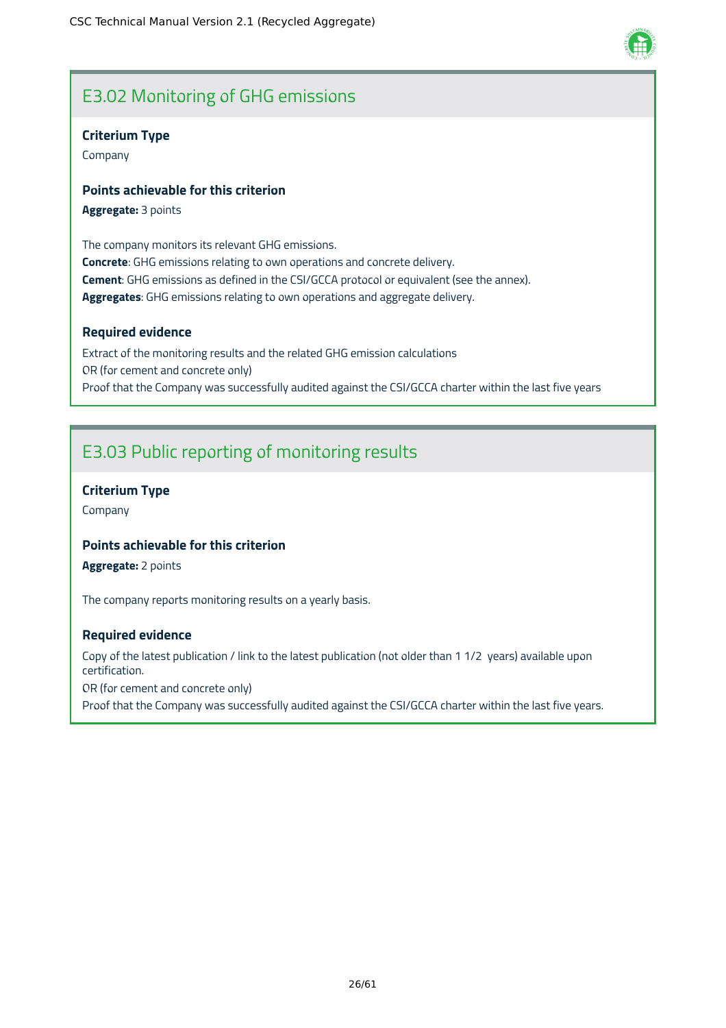## E3.02 Monitoring of GHG emissions

**Criterium Type**

Company

**Points achievable for this criterion**

**Aggregate:** 3 points

The company monitors its relevant GHG emissions.
**Concrete**: GHG emissions relating to own operations and concrete delivery.
**Cement**: GHG emissions as defined in the CSI/GCCA protocol or equivalent (see the annex).
**Aggregates**: GHG emissions relating to own operations and aggregate delivery.

**Required evidence**

Extract of the monitoring results and the related GHG emission calculations
OR (for cement and concrete only)
Proof that the Company was successfully audited against the CSI/GCCA charter within the last five years

## E3.03 Public reporting of monitoring results

**Criterium Type**

Company

**Points achievable for this criterion**

**Aggregate:** 2 points

The company reports monitoring results on a yearly basis.

**Required evidence**

Copy of the latest publication / link to the latest publication (not older than 1 1/2 years) available upon certification.
OR (for cement and concrete only)
Proof that the Company was successfully audited against the CSI/GCCA charter within the last five years.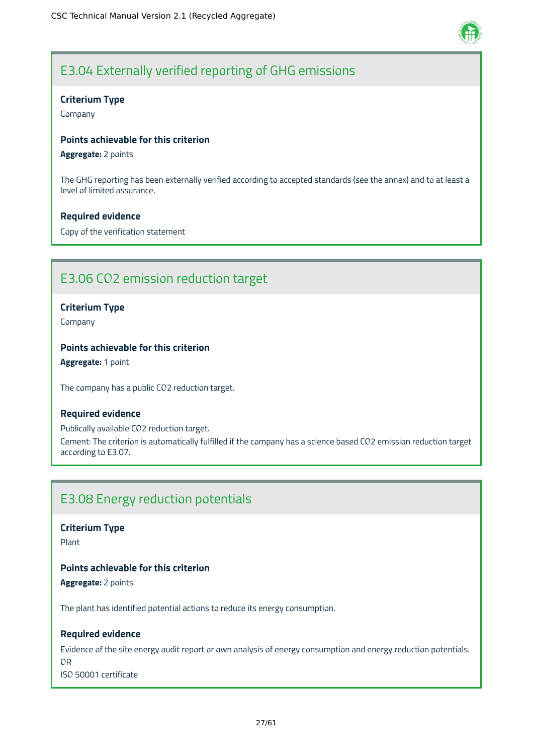## E3.04 Externally verified reporting of GHG emissions

**Criterium Type**

Company

**Points achievable for this criterion**

**Aggregate:** 2 points

The GHG reporting has been externally verified according to accepted standards (see the annex) and to at least a level of limited assurance.

**Required evidence**

Copy of the verification statement

## E3.06 CO2 emission reduction target

**Criterium Type**

Company

**Points achievable for this criterion**

**Aggregate:** 1 point

The company has a public $CO_2$ reduction target.

**Required evidence**

Publically available $CO_2$ reduction target.

Cement: The criterion is automatically fulfilled if the company has a science based $CO_2$ emission reduction target according to E3.07.

## E3.08 Energy reduction potentials

**Criterium Type**

Plant

**Points achievable for this criterion**

**Aggregate:** 2 points

The plant has identified potential actions to reduce its energy consumption.

**Required evidence**

Evidence of the site energy audit report or own analysis of energy consumption and energy reduction potentials.

OR

ISO 50001 certificate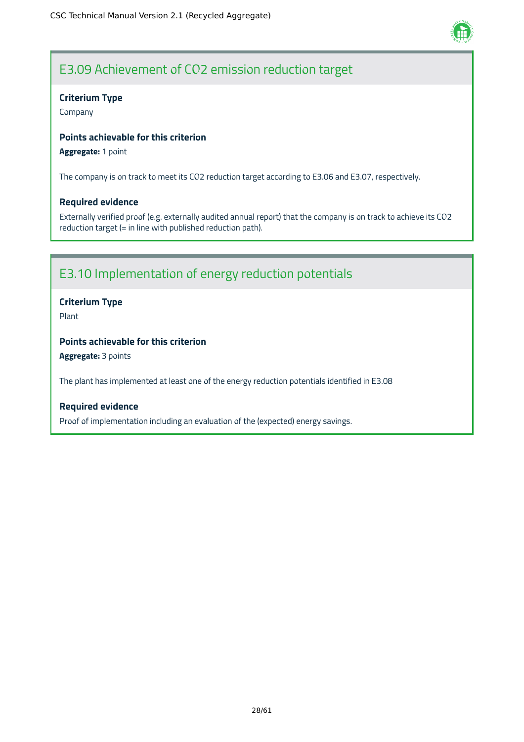## E3.09 Achievement of CO2 emission reduction target

**Criterium Type**

Company

**Points achievable for this criterion**

**Aggregate:** 1 point

The company is on track to meet its CO2 reduction target according to E3.06 and E3.07, respectively.

**Required evidence**

Externally verified proof (e.g. externally audited annual report) that the company is on track to achieve its CO2 reduction target (= in line with published reduction path).

## E3.10 Implementation of energy reduction potentials

**Criterium Type**

Plant

**Points achievable for this criterion**

**Aggregate:** 3 points

The plant has implemented at least one of the energy reduction potentials identified in E3.08

**Required evidence**

Proof of implementation including an evaluation of the (expected) energy savings.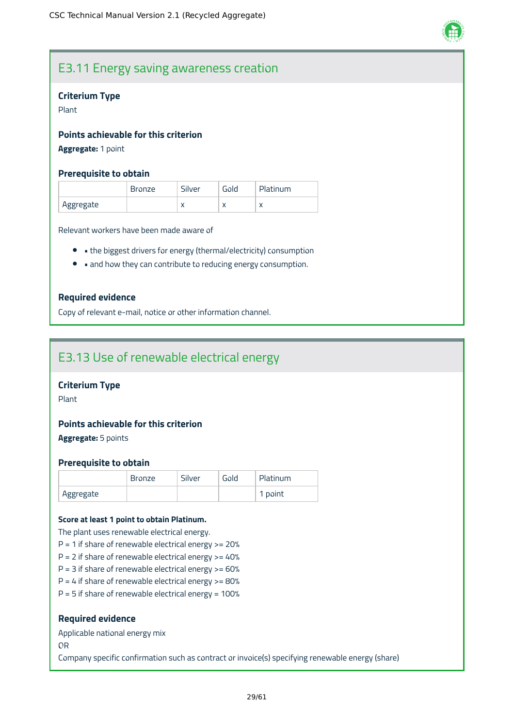## E3.11 Energy saving awareness creation

### Criterium Type

Plant

### Points achievable for this criterion

**Aggregate:** 1 point

### Prerequisite to obtain

| | Bronze | Silver | Gold | Platinum |
|---|---|---|---|---|
| Aggregate | | x | x | x |

Relevant workers have been made aware of

- ▪ the biggest drivers for energy (thermal/electricity) consumption
- ▪ and how they can contribute to reducing energy consumption.

### Required evidence

Copy of relevant e-mail, notice or other information channel.

## E3.13 Use of renewable electrical energy

### Criterium Type

Plant

### Points achievable for this criterion

**Aggregate:** 5 points

### Prerequisite to obtain

| | Bronze | Silver | Gold | Platinum |
|---|---|---|---|---|
| Aggregate | | | | 1 point |

**Score at least 1 point to obtain Platinum.**

The plant uses renewable electrical energy.
P = 1 if share of renewable electrical energy >= 20%
P = 2 if share of renewable electrical energy >= 40%
P = 3 if share of renewable electrical energy >= 60%
P = 4 if share of renewable electrical energy >= 80%
P = 5 if share of renewable electrical energy = 100%

### Required evidence

Applicable national energy mix
OR
Company specific confirmation such as contract or invoice(s) specifying renewable energy (share)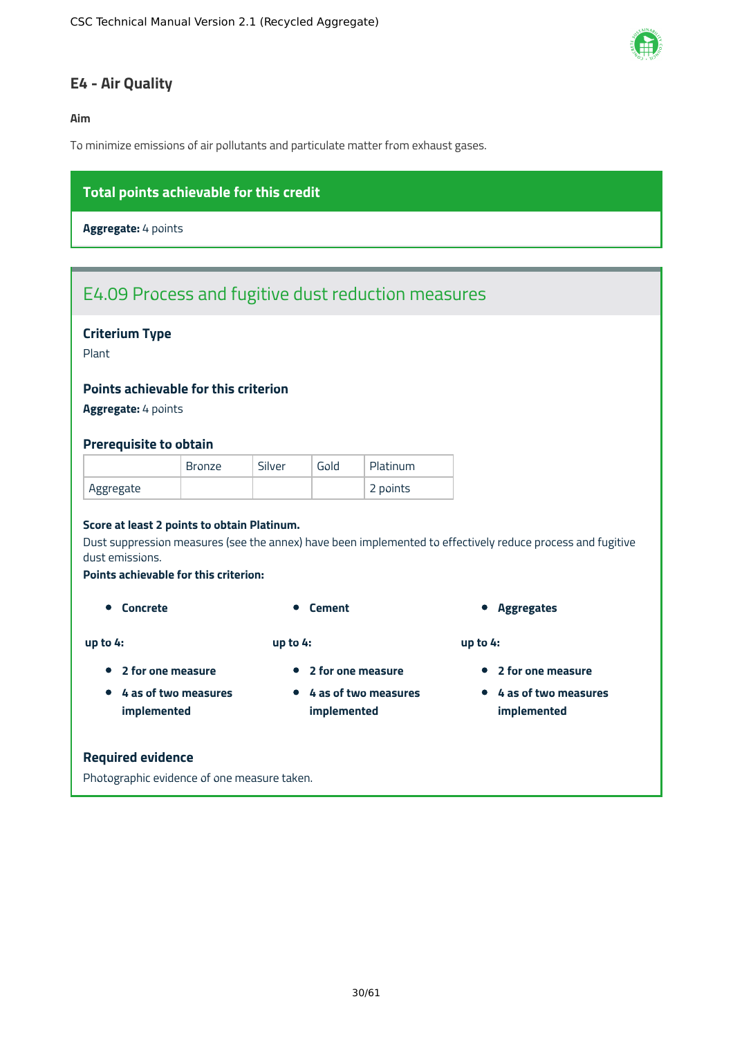## E4 - Air Quality

**Aim**

To minimize emissions of air pollutants and particulate matter from exhaust gases.

**Total points achievable for this credit**

**Aggregate:** 4 points

### E4.09 Process and fugitive dust reduction measures

**Criterium Type**

Plant

**Points achievable for this criterion**

**Aggregate:** 4 points

**Prerequisite to obtain**

| | Bronze | Silver | Gold | Platinum |
|---|---|---|---|---|
| Aggregate | | | | 2 points |

**Score at least 2 points to obtain Platinum.**

Dust suppression measures (see the annex) have been implemented to effectively reduce process and fugitive dust emissions.

**Points achievable for this criterion:**

- **Concrete**

**up to 4:**

- **2 for one measure**
- **4 as of two measures implemented**

- **Cement**

**up to 4:**

- **2 for one measure**
- **4 as of two measures implemented**

- **Aggregates**

**up to 4:**

- **2 for one measure**
- **4 as of two measures implemented**

**Required evidence**

Photographic evidence of one measure taken.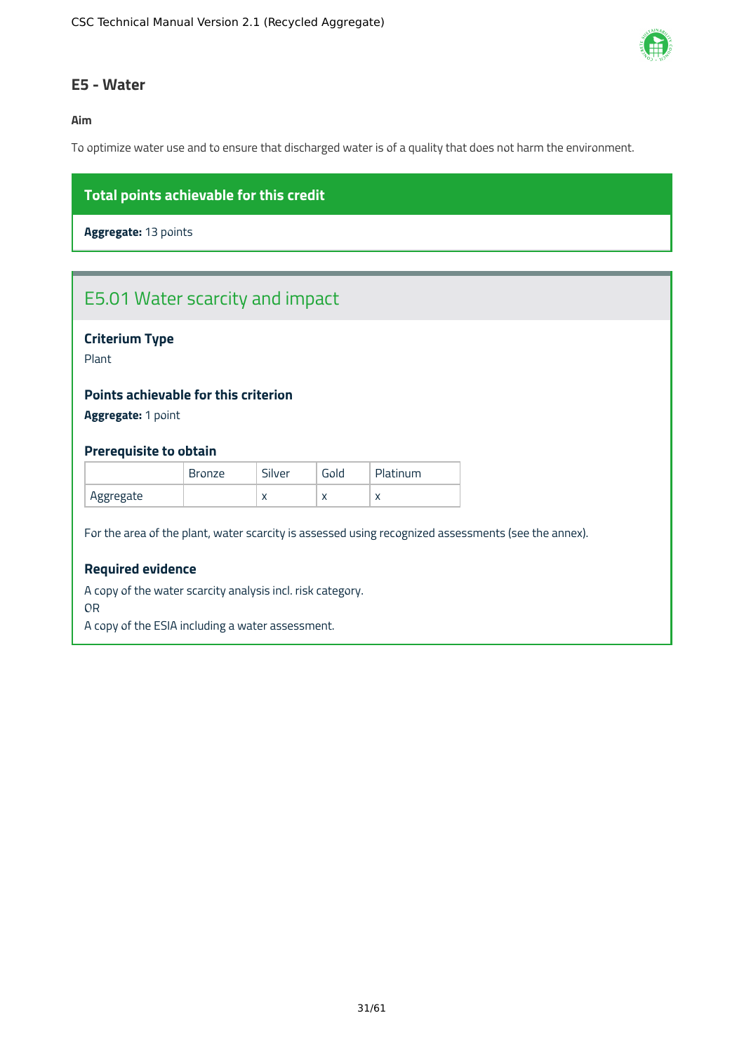## E5 - Water

**Aim**

To optimize water use and to ensure that discharged water is of a quality that does not harm the environment.

**Total points achievable for this credit**

**Aggregate:** 13 points

### E5.01 Water scarcity and impact

**Criterium Type**

Plant

**Points achievable for this criterion**

**Aggregate:** 1 point

**Prerequisite to obtain**

| | Bronze | Silver | Gold | Platinum |
|---|---|---|---|---|
| Aggregate | | x | x | x |

For the area of the plant, water scarcity is assessed using recognized assessments (see the annex).

**Required evidence**

A copy of the water scarcity analysis incl. risk category.
OR
A copy of the ESIA including a water assessment.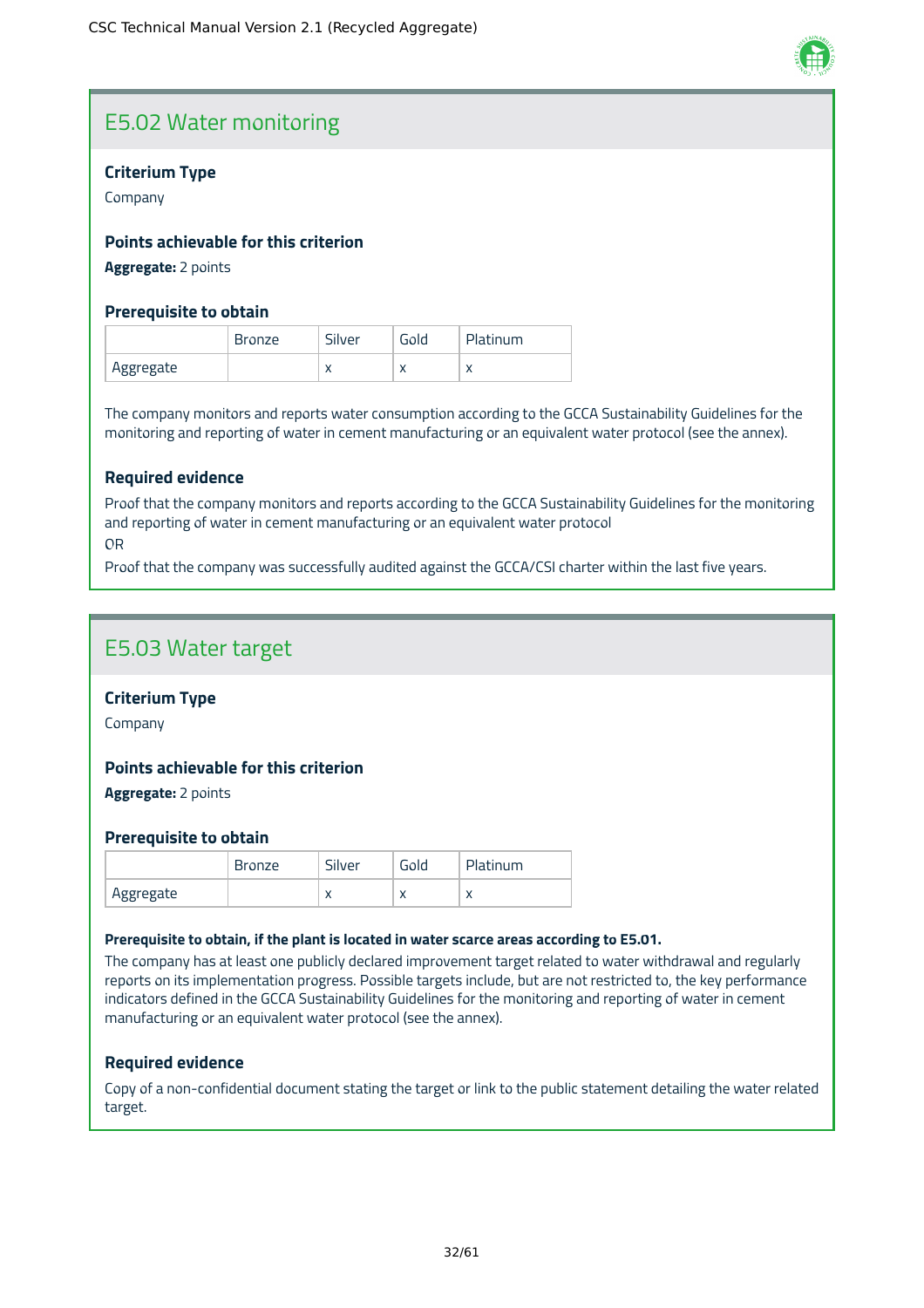## E5.02 Water monitoring

### Criterium Type

Company

### Points achievable for this criterion

**Aggregate:** 2 points

### Prerequisite to obtain

| | Bronze | Silver | Gold | Platinum |
|---|---|---|---|---|
| Aggregate | | x | x | x |

The company monitors and reports water consumption according to the GCCA Sustainability Guidelines for the monitoring and reporting of water in cement manufacturing or an equivalent water protocol (see the annex).

### Required evidence

Proof that the company monitors and reports according to the GCCA Sustainability Guidelines for the monitoring and reporting of water in cement manufacturing or an equivalent water protocol

OR

Proof that the company was successfully audited against the GCCA/CSI charter within the last five years.

## E5.03 Water target

### Criterium Type

Company

### Points achievable for this criterion

**Aggregate:** 2 points

### Prerequisite to obtain

| | Bronze | Silver | Gold | Platinum |
|---|---|---|---|---|
| Aggregate | | x | x | x |

**Prerequisite to obtain, if the plant is located in water scarce areas according to E5.01.**

The company has at least one publicly declared improvement target related to water withdrawal and regularly reports on its implementation progress. Possible targets include, but are not restricted to, the key performance indicators defined in the GCCA Sustainability Guidelines for the monitoring and reporting of water in cement manufacturing or an equivalent water protocol (see the annex).

### Required evidence

Copy of a non-confidential document stating the target or link to the public statement detailing the water related target.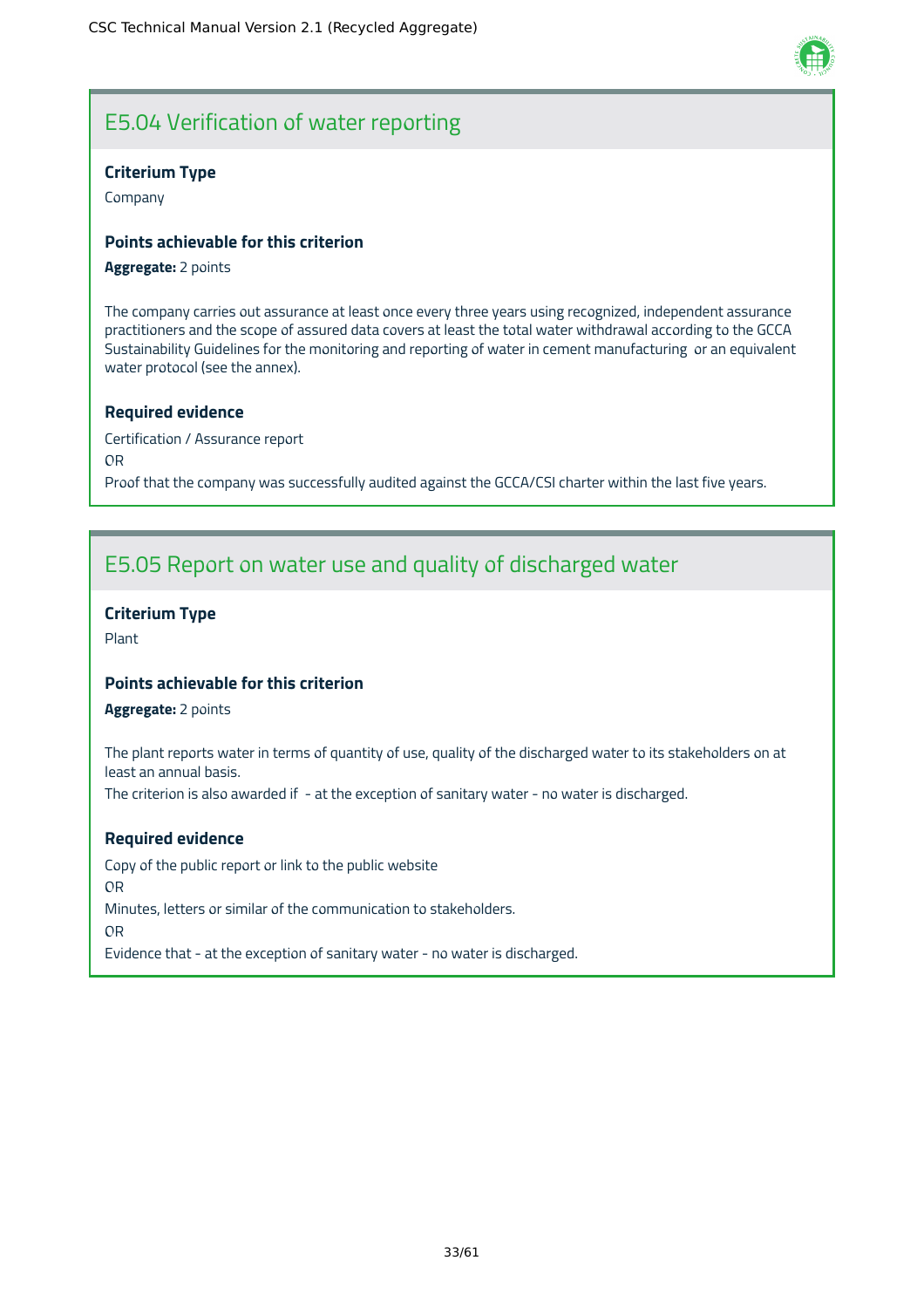## E5.04 Verification of water reporting

### Criterium Type

Company

### Points achievable for this criterion

**Aggregate:** 2 points

The company carries out assurance at least once every three years using recognized, independent assurance practitioners and the scope of assured data covers at least the total water withdrawal according to the GCCA Sustainability Guidelines for the monitoring and reporting of water in cement manufacturing or an equivalent water protocol (see the annex).

### Required evidence

Certification / Assurance report

OR

Proof that the company was successfully audited against the GCCA/CSI charter within the last five years.

## E5.05 Report on water use and quality of discharged water

### Criterium Type

Plant

### Points achievable for this criterion

**Aggregate:** 2 points

The plant reports water in terms of quantity of use, quality of the discharged water to its stakeholders on at least an annual basis.

The criterion is also awarded if - at the exception of sanitary water - no water is discharged.

### Required evidence

Copy of the public report or link to the public website

OR

Minutes, letters or similar of the communication to stakeholders.

OR

Evidence that - at the exception of sanitary water - no water is discharged.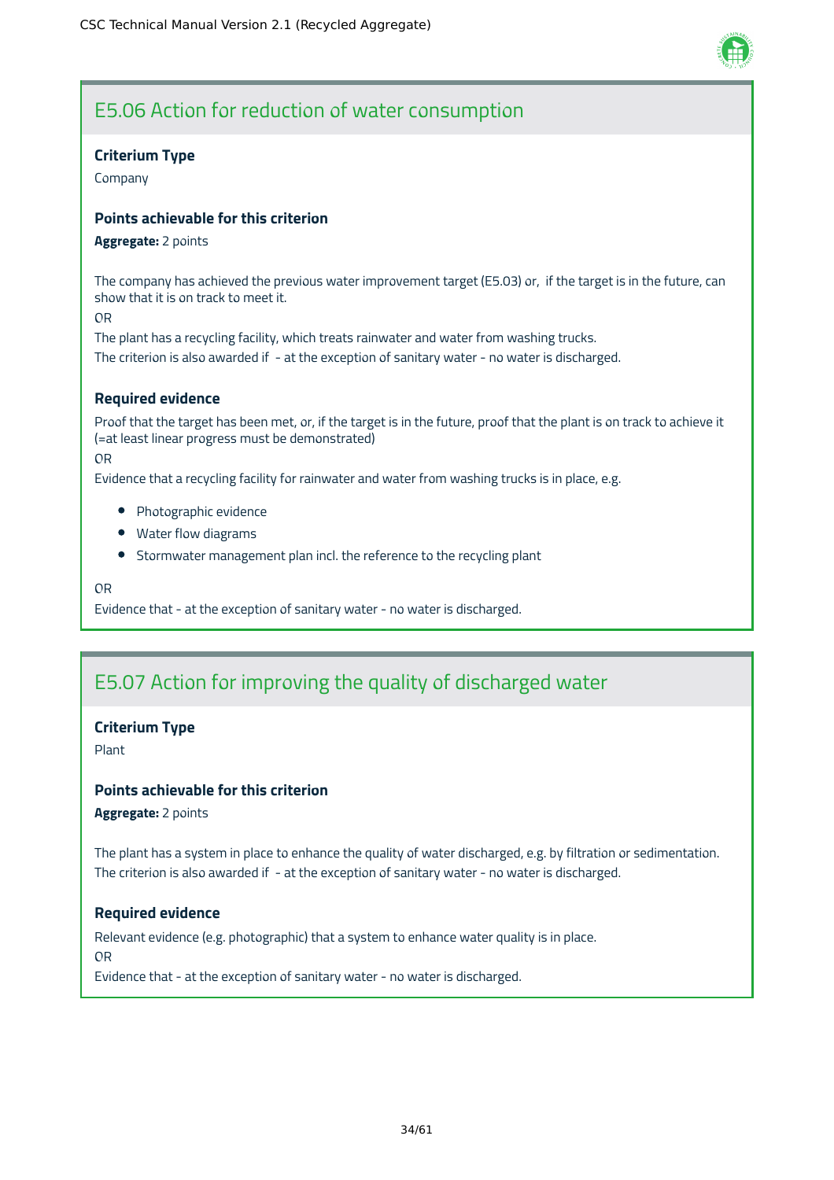## E5.06 Action for reduction of water consumption

### Criterium Type

Company

### Points achievable for this criterion

**Aggregate:** 2 points

The company has achieved the previous water improvement target (E5.03) or, if the target is in the future, can show that it is on track to meet it.

OR

The plant has a recycling facility, which treats rainwater and water from washing trucks.

The criterion is also awarded if - at the exception of sanitary water - no water is discharged.

### Required evidence

Proof that the target has been met, or, if the target is in the future, proof that the plant is on track to achieve it (=at least linear progress must be demonstrated)

OR

Evidence that a recycling facility for rainwater and water from washing trucks is in place, e.g.

- Photographic evidence
- Water flow diagrams
- Stormwater management plan incl. the reference to the recycling plant

OR

Evidence that - at the exception of sanitary water - no water is discharged.

## E5.07 Action for improving the quality of discharged water

### Criterium Type

Plant

### Points achievable for this criterion

**Aggregate:** 2 points

The plant has a system in place to enhance the quality of water discharged, e.g. by filtration or sedimentation.

The criterion is also awarded if - at the exception of sanitary water - no water is discharged.

### Required evidence

Relevant evidence (e.g. photographic) that a system to enhance water quality is in place.

OR

Evidence that - at the exception of sanitary water - no water is discharged.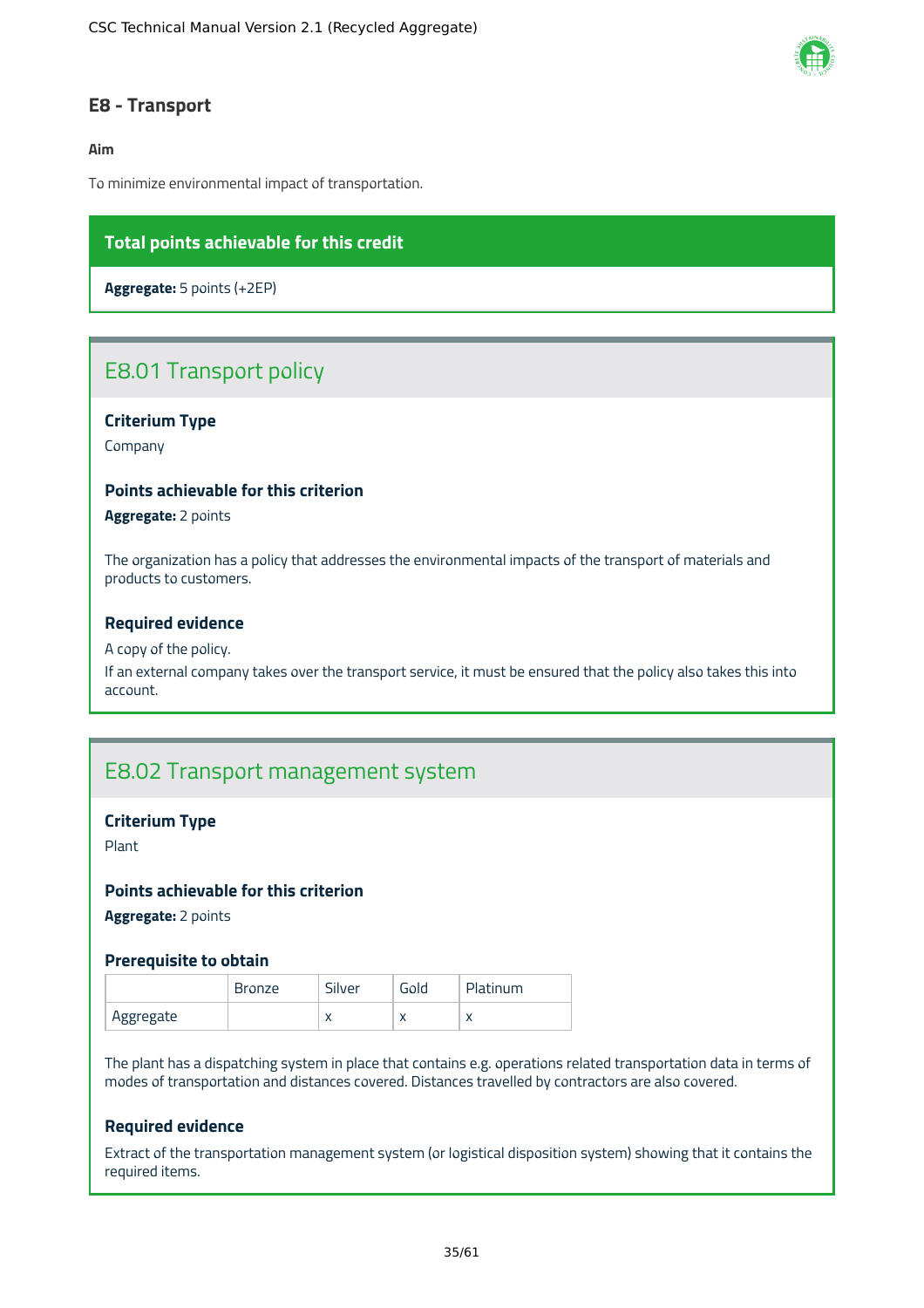## E8 - Transport

**Aim**

To minimize environmental impact of transportation.

**Total points achievable for this credit**

**Aggregate:** 5 points (+2EP)

### E8.01 Transport policy

**Criterium Type**

Company

**Points achievable for this criterion**

**Aggregate:** 2 points

The organization has a policy that addresses the environmental impacts of the transport of materials and products to customers.

**Required evidence**

A copy of the policy.

If an external company takes over the transport service, it must be ensured that the policy also takes this into account.

### E8.02 Transport management system

**Criterium Type**

Plant

**Points achievable for this criterion**

**Aggregate:** 2 points

**Prerequisite to obtain**

| | Bronze | Silver | Gold | Platinum |
|---|---|---|---|---|
| Aggregate | | x | x | x |

The plant has a dispatching system in place that contains e.g. operations related transportation data in terms of modes of transportation and distances covered. Distances travelled by contractors are also covered.

**Required evidence**

Extract of the transportation management system (or logistical disposition system) showing that it contains the required items.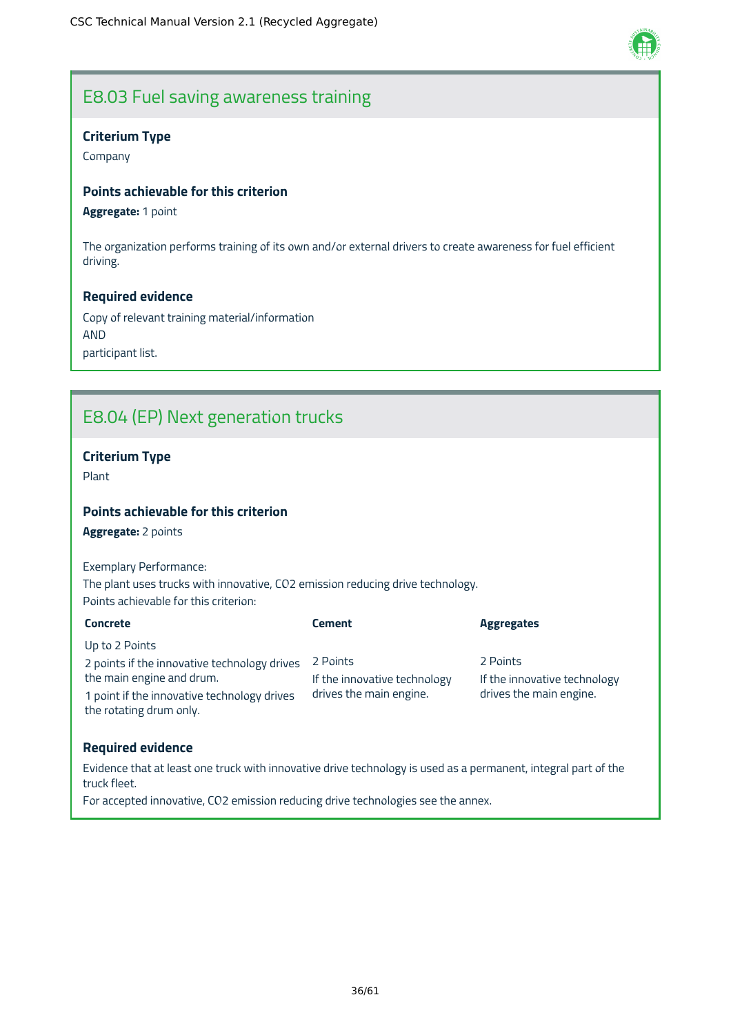## E8.03 Fuel saving awareness training

### Criterium Type

Company

### Points achievable for this criterion

**Aggregate:** 1 point

The organization performs training of its own and/or external drivers to create awareness for fuel efficient driving.

### Required evidence

Copy of relevant training material/information
AND
participant list.

## E8.04 (EP) Next generation trucks

### Criterium Type

Plant

### Points achievable for this criterion

**Aggregate:** 2 points

Exemplary Performance:
The plant uses trucks with innovative, $CO_2$ emission reducing drive technology.
Points achievable for this criterion:

| Concrete | Cement | Aggregates |
|---|---|---|
| Up to 2 Points<br>2 points if the innovative technology drives the main engine and drum.<br>1 point if the innovative technology drives the rotating drum only. | 2 Points<br>If the innovative technology drives the main engine. | 2 Points<br>If the innovative technology drives the main engine. |

### Required evidence

Evidence that at least one truck with innovative drive technology is used as a permanent, integral part of the truck fleet.
For accepted innovative, $CO_2$ emission reducing drive technologies see the annex.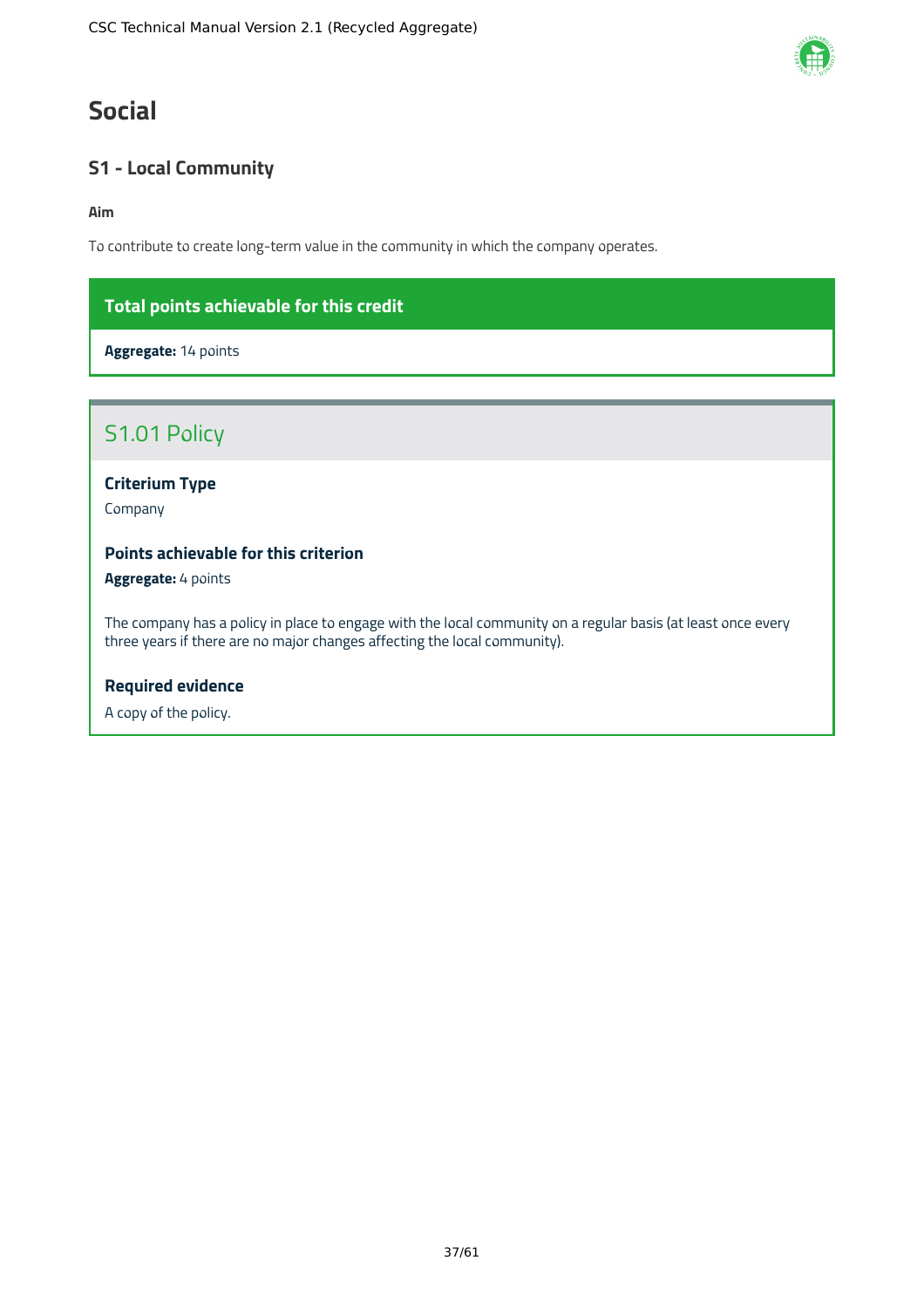# Social

## S1 - Local Community

**Aim**

To contribute to create long-term value in the community in which the company operates.

**Total points achievable for this credit**

**Aggregate:** 14 points

### S1.01 Policy

**Criterium Type**

Company

**Points achievable for this criterion**

**Aggregate:** 4 points

The company has a policy in place to engage with the local community on a regular basis (at least once every three years if there are no major changes affecting the local community).

**Required evidence**

A copy of the policy.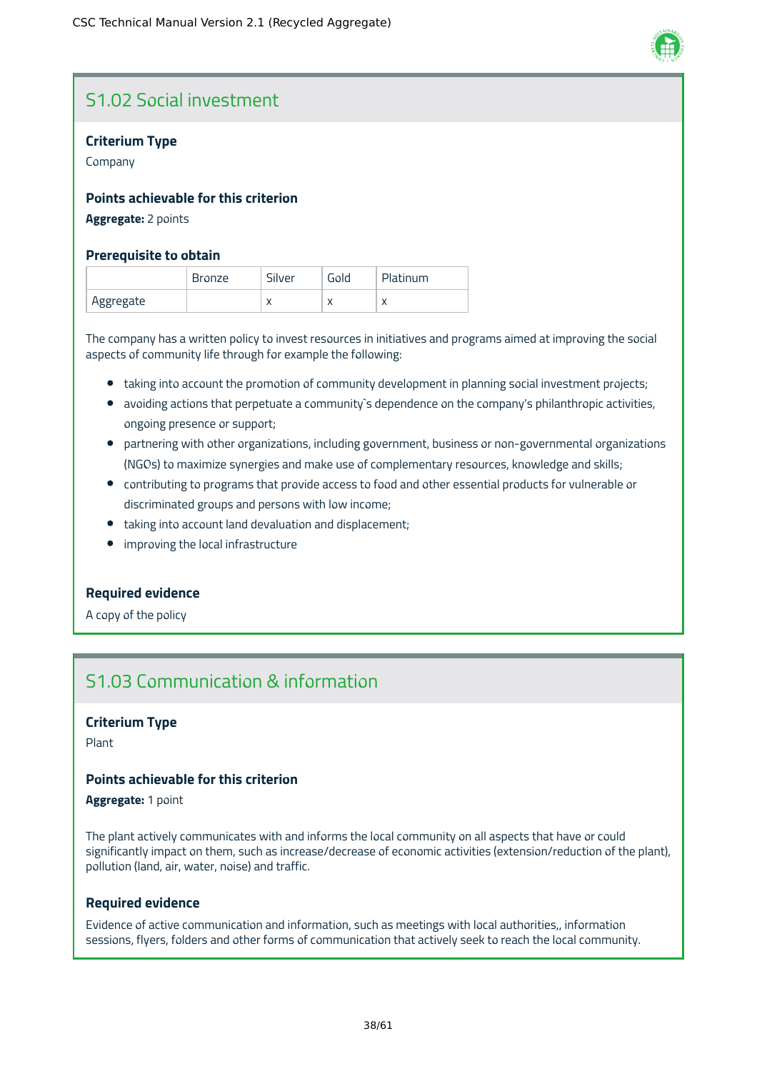## S1.02 Social investment

**Criterium Type**

Company

**Points achievable for this criterion**

**Aggregate:** 2 points

**Prerequisite to obtain**

| | Bronze | Silver | Gold | Platinum |
|---|---|---|---|---|
| Aggregate | | x | x | x |

The company has a written policy to invest resources in initiatives and programs aimed at improving the social aspects of community life through for example the following:

- taking into account the promotion of community development in planning social investment projects;
- avoiding actions that perpetuate a community`s dependence on the company's philanthropic activities, ongoing presence or support;
- partnering with other organizations, including government, business or non-governmental organizations (NGOs) to maximize synergies and make use of complementary resources, knowledge and skills;
- contributing to programs that provide access to food and other essential products for vulnerable or discriminated groups and persons with low income;
- taking into account land devaluation and displacement;
- improving the local infrastructure

**Required evidence**

A copy of the policy

## S1.03 Communication & information

**Criterium Type**

Plant

**Points achievable for this criterion**

**Aggregate:** 1 point

The plant actively communicates with and informs the local community on all aspects that have or could significantly impact on them, such as increase/decrease of economic activities (extension/reduction of the plant), pollution (land, air, water, noise) and traffic.

**Required evidence**

Evidence of active communication and information, such as meetings with local authorities,, information sessions, flyers, folders and other forms of communication that actively seek to reach the local community.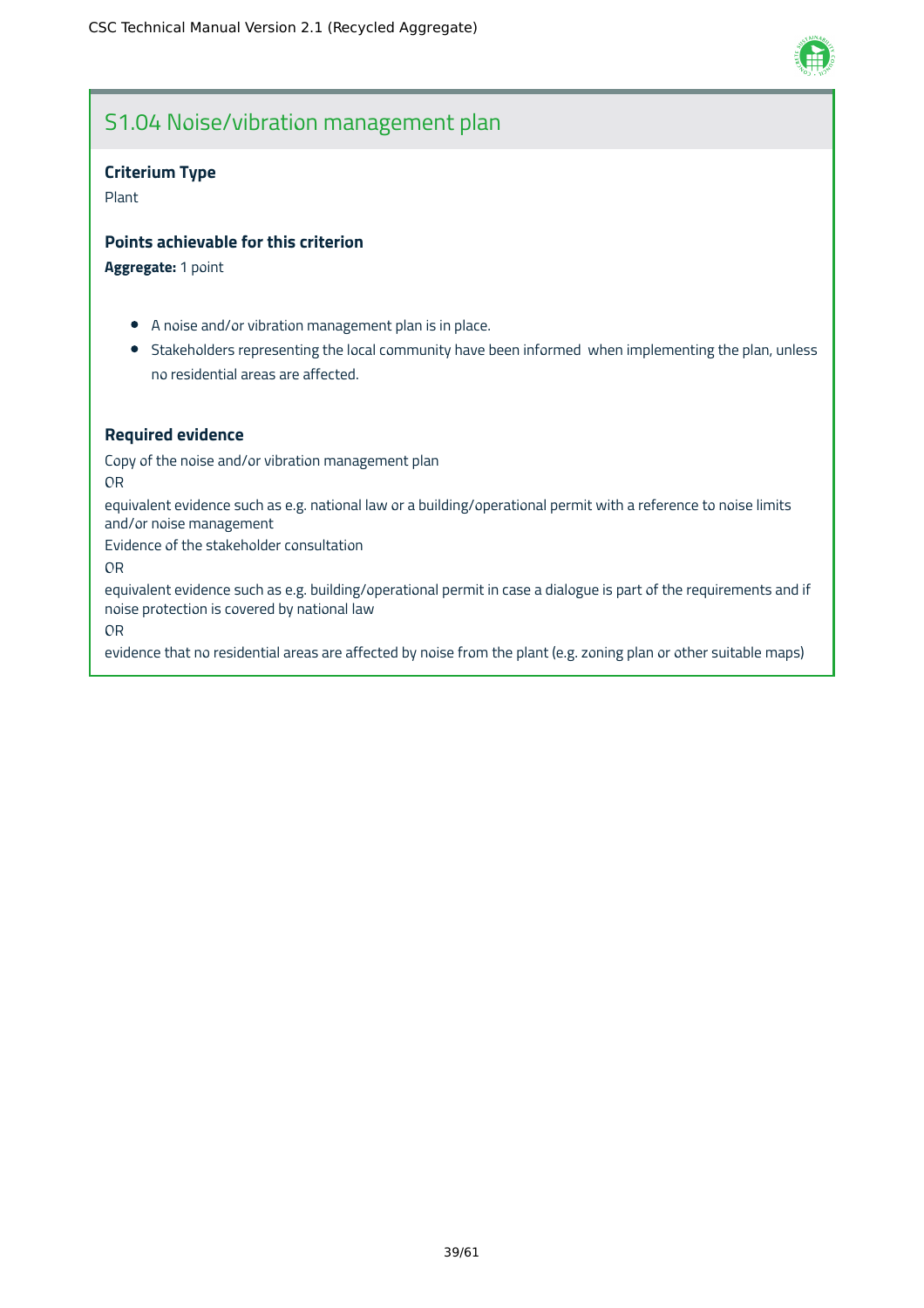## S1.04 Noise/vibration management plan

### Criterium Type

Plant

### Points achievable for this criterion

**Aggregate:** 1 point

- A noise and/or vibration management plan is in place.
- Stakeholders representing the local community have been informed when implementing the plan, unless no residential areas are affected.

### Required evidence

Copy of the noise and/or vibration management plan

OR

equivalent evidence such as e.g. national law or a building/operational permit with a reference to noise limits and/or noise management

Evidence of the stakeholder consultation

OR

equivalent evidence such as e.g. building/operational permit in case a dialogue is part of the requirements and if noise protection is covered by national law

OR

evidence that no residential areas are affected by noise from the plant (e.g. zoning plan or other suitable maps)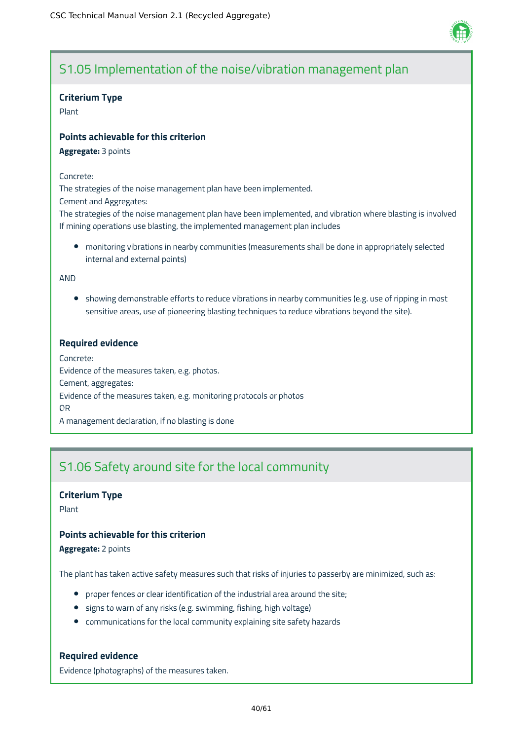## S1.05 Implementation of the noise/vibration management plan

**Criterium Type**

Plant

**Points achievable for this criterion**

**Aggregate:** 3 points

Concrete:

The strategies of the noise management plan have been implemented.

Cement and Aggregates:

The strategies of the noise management plan have been implemented, and vibration where blasting is involved

If mining operations use blasting, the implemented management plan includes

- monitoring vibrations in nearby communities (measurements shall be done in appropriately selected internal and external points)

AND

- showing demonstrable efforts to reduce vibrations in nearby communities (e.g. use of ripping in most sensitive areas, use of pioneering blasting techniques to reduce vibrations beyond the site).

**Required evidence**

Concrete:

Evidence of the measures taken, e.g. photos.

Cement, aggregates:

Evidence of the measures taken, e.g. monitoring protocols or photos

OR

A management declaration, if no blasting is done

## S1.06 Safety around site for the local community

**Criterium Type**

Plant

**Points achievable for this criterion**

**Aggregate:** 2 points

The plant has taken active safety measures such that risks of injuries to passerby are minimized, such as:

- proper fences or clear identification of the industrial area around the site;
- signs to warn of any risks (e.g. swimming, fishing, high voltage)
- communications for the local community explaining site safety hazards

**Required evidence**

Evidence (photographs) of the measures taken.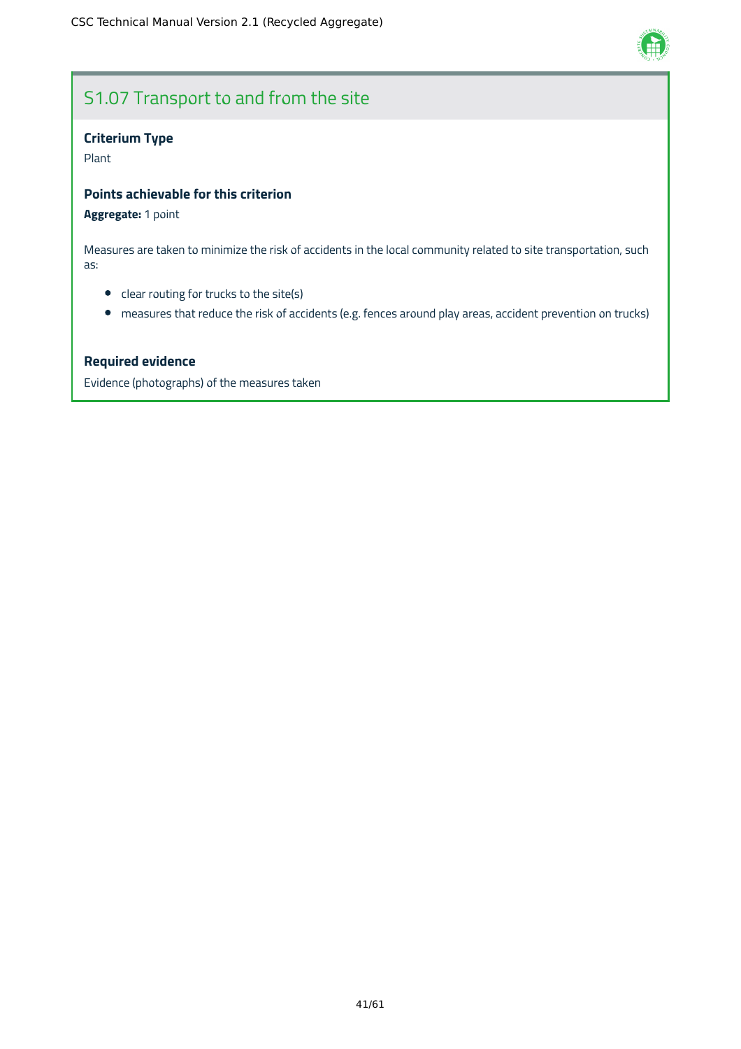## S1.07 Transport to and from the site

### Criterium Type

Plant

### Points achievable for this criterion

**Aggregate:** 1 point

Measures are taken to minimize the risk of accidents in the local community related to site transportation, such as:

- clear routing for trucks to the site(s)
- measures that reduce the risk of accidents (e.g. fences around play areas, accident prevention on trucks)

### Required evidence

Evidence (photographs) of the measures taken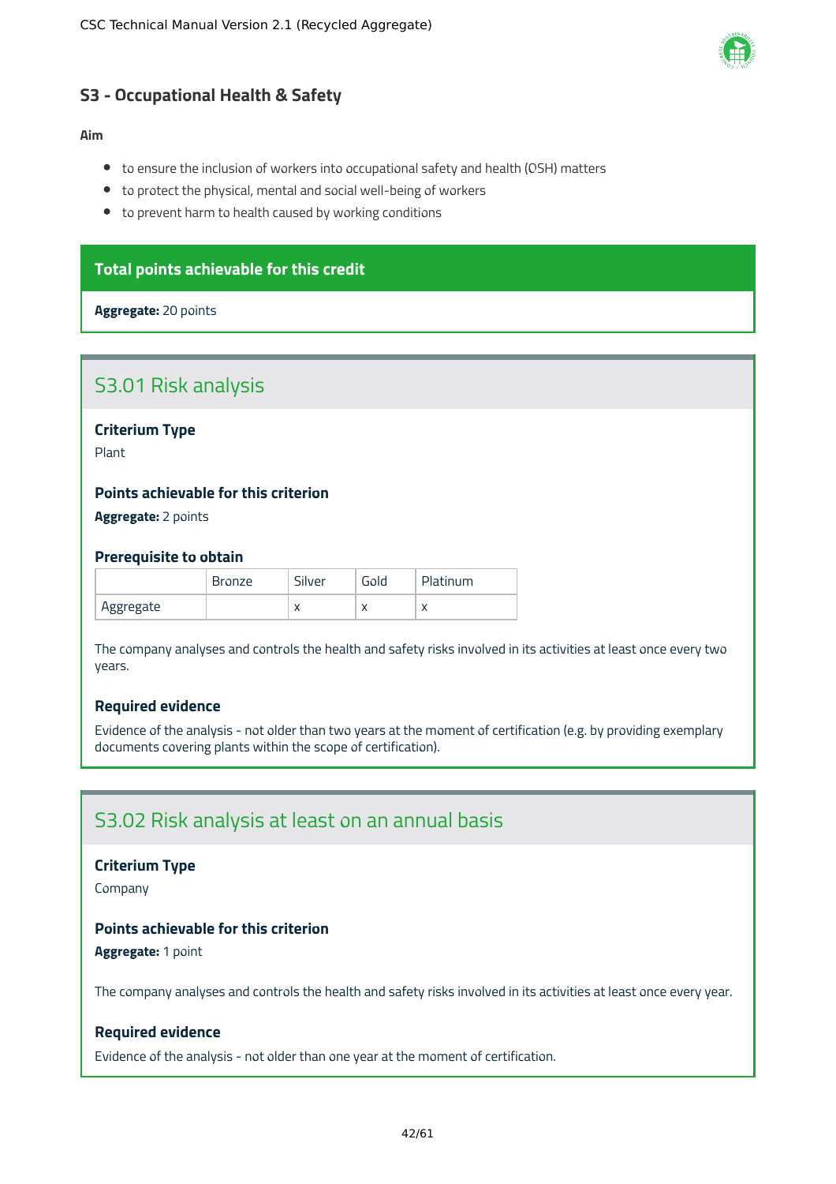## S3 - Occupational Health & Safety

**Aim**

- to ensure the inclusion of workers into occupational safety and health (OSH) matters
- to protect the physical, mental and social well-being of workers
- to prevent harm to health caused by working conditions

**Total points achievable for this credit**

**Aggregate:** 20 points

### S3.01 Risk analysis

**Criterium Type**

Plant

**Points achievable for this criterion**

**Aggregate:** 2 points

**Prerequisite to obtain**

| | Bronze | Silver | Gold | Platinum |
|---|---|---|---|---|
| Aggregate | | x | x | x |

The company analyses and controls the health and safety risks involved in its activities at least once every two years.

**Required evidence**

Evidence of the analysis - not older than two years at the moment of certification (e.g. by providing exemplary documents covering plants within the scope of certification).

### S3.02 Risk analysis at least on an annual basis

**Criterium Type**

Company

**Points achievable for this criterion**

**Aggregate:** 1 point

The company analyses and controls the health and safety risks involved in its activities at least once every year.

**Required evidence**

Evidence of the analysis - not older than one year at the moment of certification.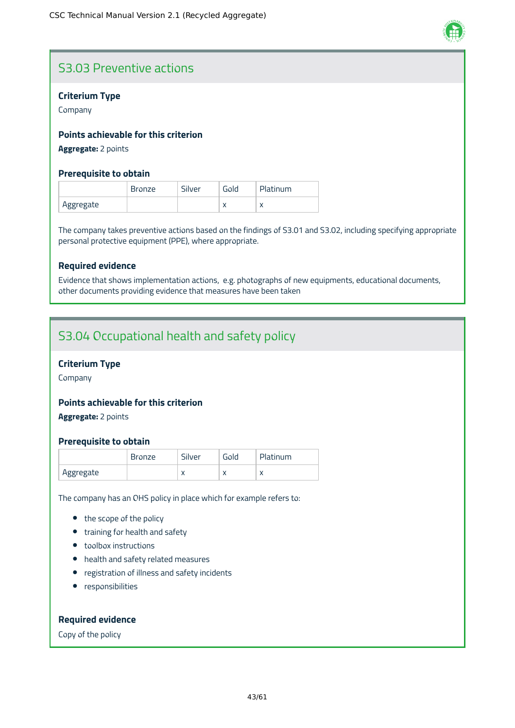## S3.03 Preventive actions

### Criterium Type

Company

### Points achievable for this criterion

**Aggregate:** 2 points

### Prerequisite to obtain

| | Bronze | Silver | Gold | Platinum |
|---|---|---|---|---|
| Aggregate | | | x | x |

The company takes preventive actions based on the findings of S3.01 and S3.02, including specifying appropriate personal protective equipment (PPE), where appropriate.

### Required evidence

Evidence that shows implementation actions,  e.g. photographs of new equipments, educational documents, other documents providing evidence that measures have been taken

## S3.04 Occupational health and safety policy

### Criterium Type

Company

### Points achievable for this criterion

**Aggregate:** 2 points

### Prerequisite to obtain

| | Bronze | Silver | Gold | Platinum |
|---|---|---|---|---|
| Aggregate | | x | x | x |

The company has an OHS policy in place which for example refers to:

- the scope of the policy
- training for health and safety
- toolbox instructions
- health and safety related measures
- registration of illness and safety incidents
- responsibilities

### Required evidence

Copy of the policy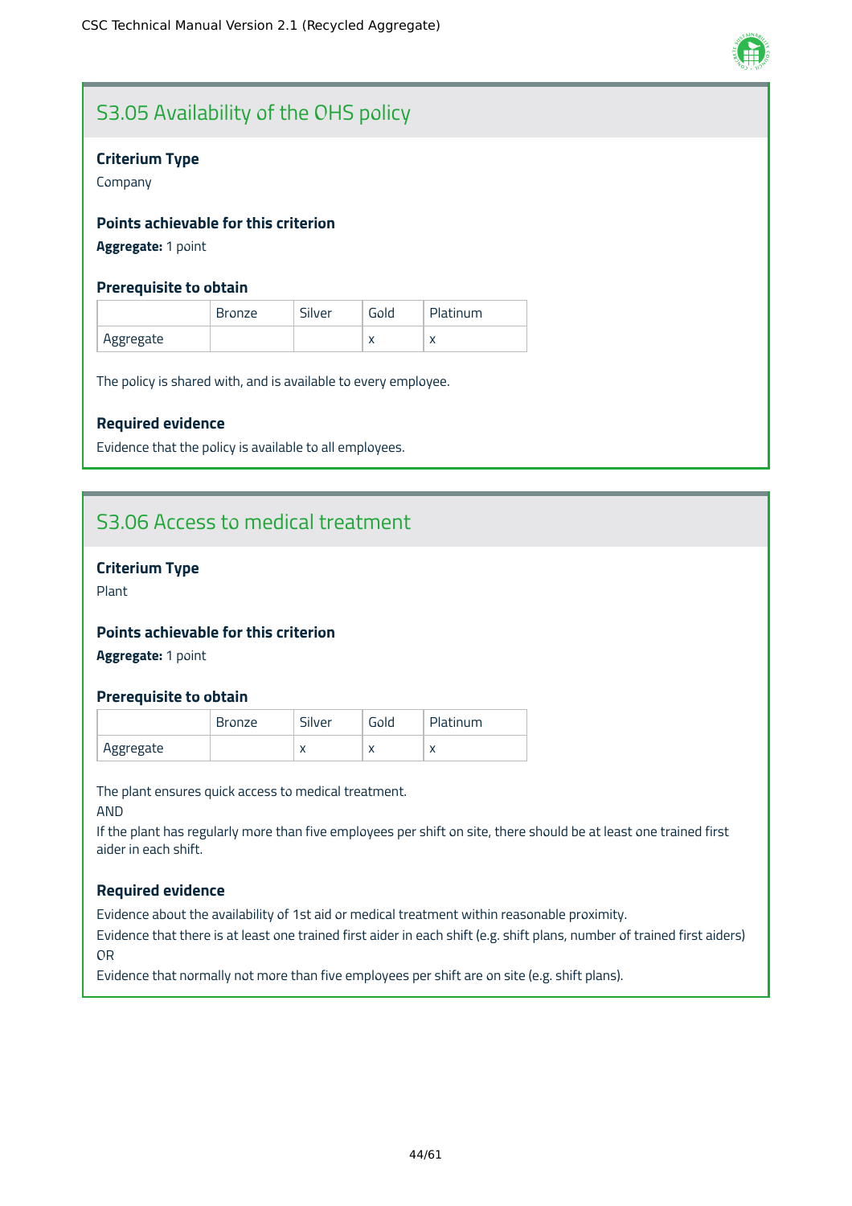## S3.05 Availability of the OHS policy

### Criterium Type

Company

### Points achievable for this criterion

**Aggregate:** 1 point

### Prerequisite to obtain

| | Bronze | Silver | Gold | Platinum |
|---|---|---|---|---|
| Aggregate | | | x | x |

The policy is shared with, and is available to every employee.

### Required evidence

Evidence that the policy is available to all employees.

## S3.06 Access to medical treatment

### Criterium Type

Plant

### Points achievable for this criterion

**Aggregate:** 1 point

### Prerequisite to obtain

| | Bronze | Silver | Gold | Platinum |
|---|---|---|---|---|
| Aggregate | | x | x | x |

The plant ensures quick access to medical treatment.
AND
If the plant has regularly more than five employees per shift on site, there should be at least one trained first aider in each shift.

### Required evidence

Evidence about the availability of 1st aid or medical treatment within reasonable proximity.
Evidence that there is at least one trained first aider in each shift (e.g. shift plans, number of trained first aiders)
OR
Evidence that normally not more than five employees per shift are on site (e.g. shift plans).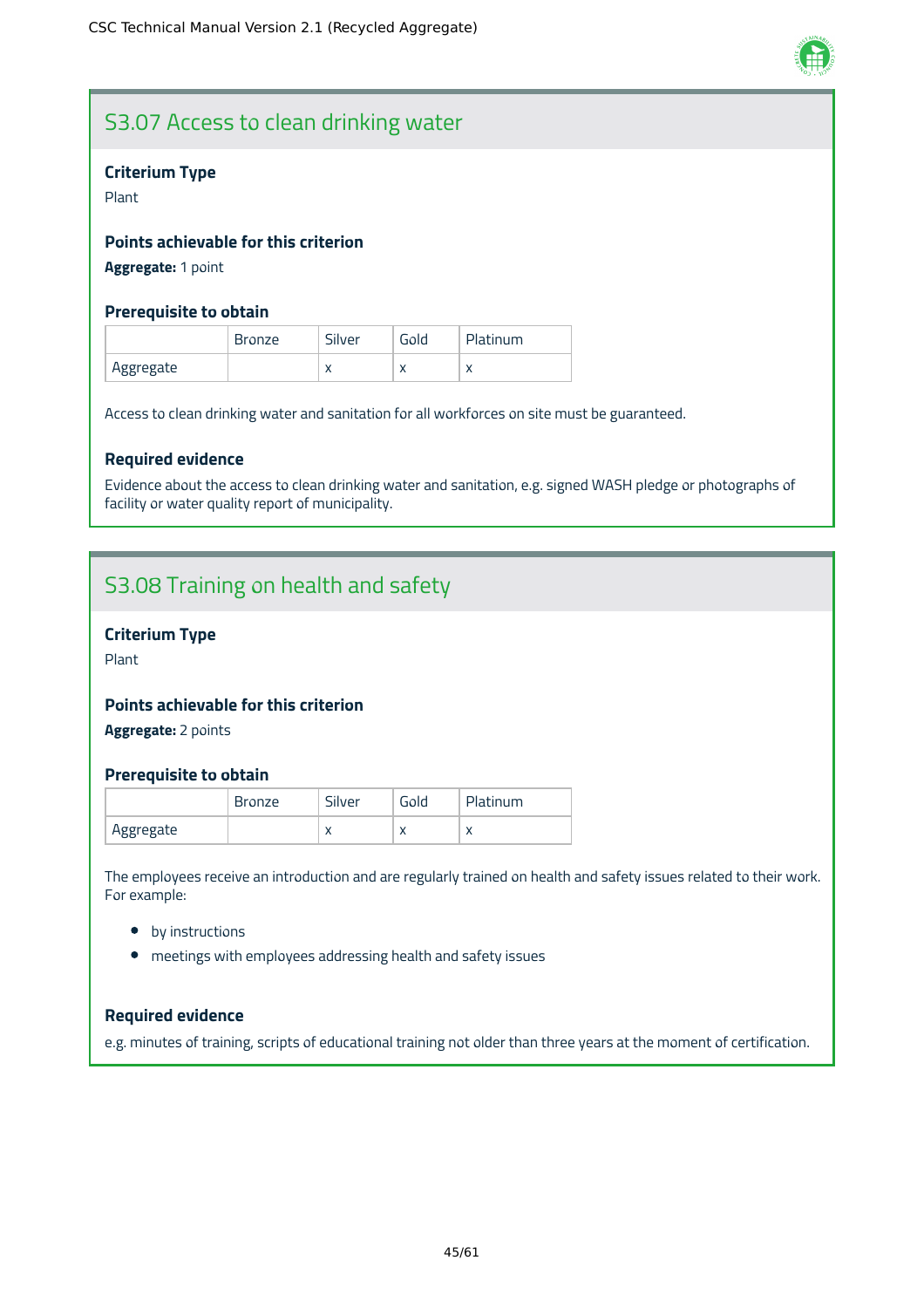## S3.07 Access to clean drinking water

### Criterium Type

Plant

### Points achievable for this criterion

**Aggregate:** 1 point

### Prerequisite to obtain

| | Bronze | Silver | Gold | Platinum |
|---|---|---|---|---|
| Aggregate | | x | x | x |

Access to clean drinking water and sanitation for all workforces on site must be guaranteed.

### Required evidence

Evidence about the access to clean drinking water and sanitation, e.g. signed WASH pledge or photographs of facility or water quality report of municipality.

## S3.08 Training on health and safety

### Criterium Type

Plant

### Points achievable for this criterion

**Aggregate:** 2 points

### Prerequisite to obtain

| | Bronze | Silver | Gold | Platinum |
|---|---|---|---|---|
| Aggregate | | x | x | x |

The employees receive an introduction and are regularly trained on health and safety issues related to their work. For example:

- by instructions
- meetings with employees addressing health and safety issues

### Required evidence

e.g. minutes of training, scripts of educational training not older than three years at the moment of certification.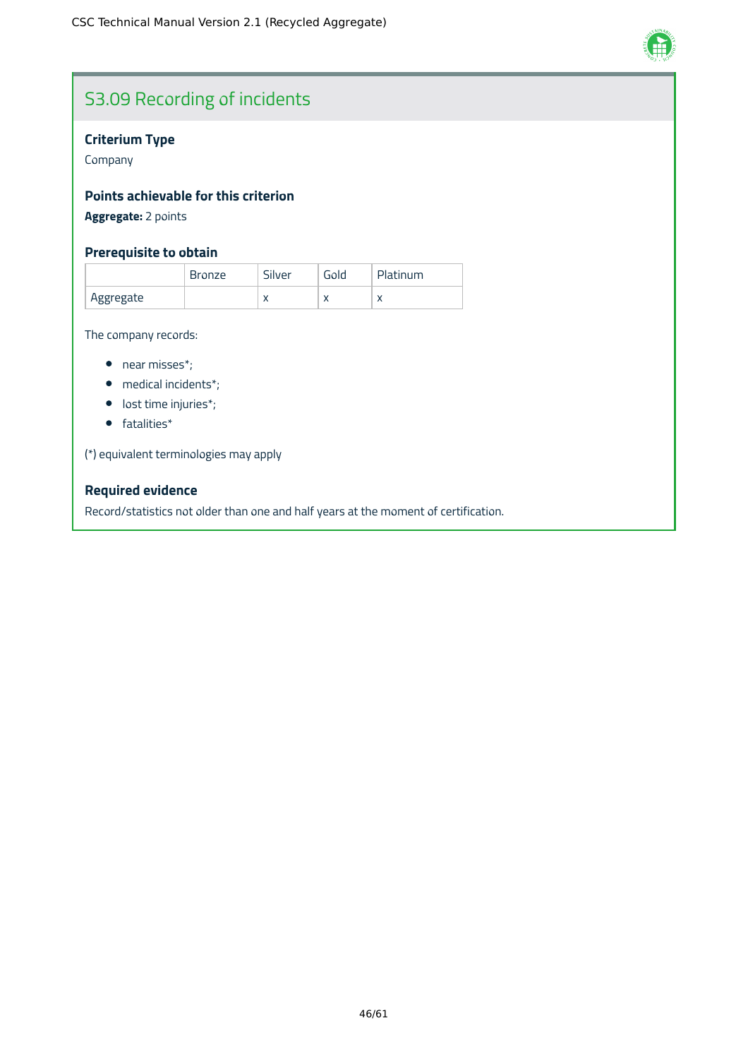## S3.09 Recording of incidents

### Criterium Type

Company

### Points achievable for this criterion

**Aggregate:** 2 points

### Prerequisite to obtain

| | Bronze | Silver | Gold | Platinum |
|---|---|---|---|---|
| Aggregate | | x | x | x |

The company records:

- near misses*;
- medical incidents*;
- lost time injuries*;
- fatalities*

(*) equivalent terminologies may apply

### Required evidence

Record/statistics not older than one and half years at the moment of certification.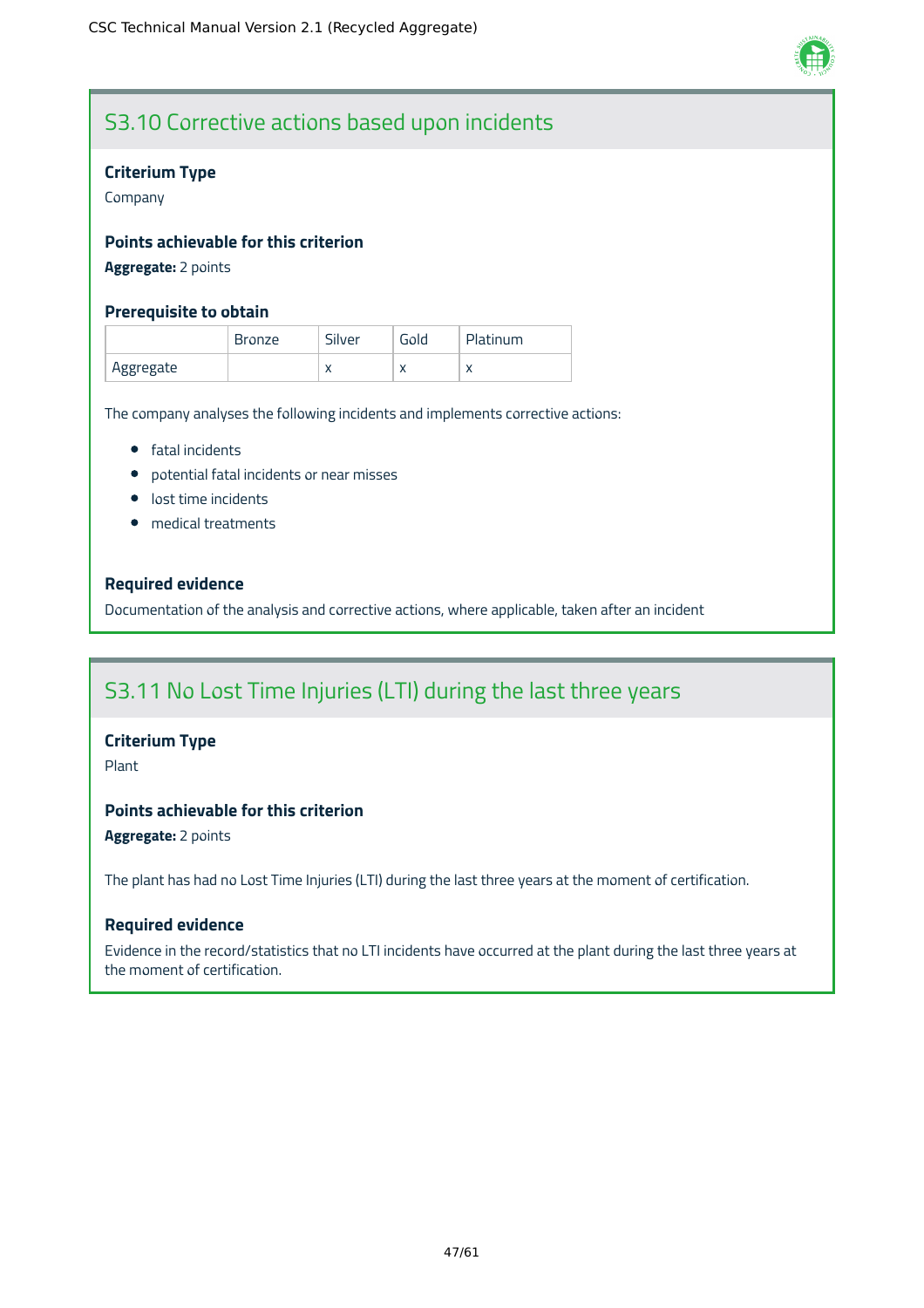## S3.10 Corrective actions based upon incidents

**Criterium Type**

Company

**Points achievable for this criterion**

**Aggregate:** 2 points

**Prerequisite to obtain**

| | Bronze | Silver | Gold | Platinum |
|---|---|---|---|---|
| Aggregate | | x | x | x |

The company analyses the following incidents and implements corrective actions:

- fatal incidents
- potential fatal incidents or near misses
- lost time incidents
- medical treatments

**Required evidence**

Documentation of the analysis and corrective actions, where applicable, taken after an incident

## S3.11 No Lost Time Injuries (LTI) during the last three years

**Criterium Type**

Plant

**Points achievable for this criterion**

**Aggregate:** 2 points

The plant has had no Lost Time Injuries (LTI) during the last three years at the moment of certification.

**Required evidence**

Evidence in the record/statistics that no LTI incidents have occurred at the plant during the last three years at the moment of certification.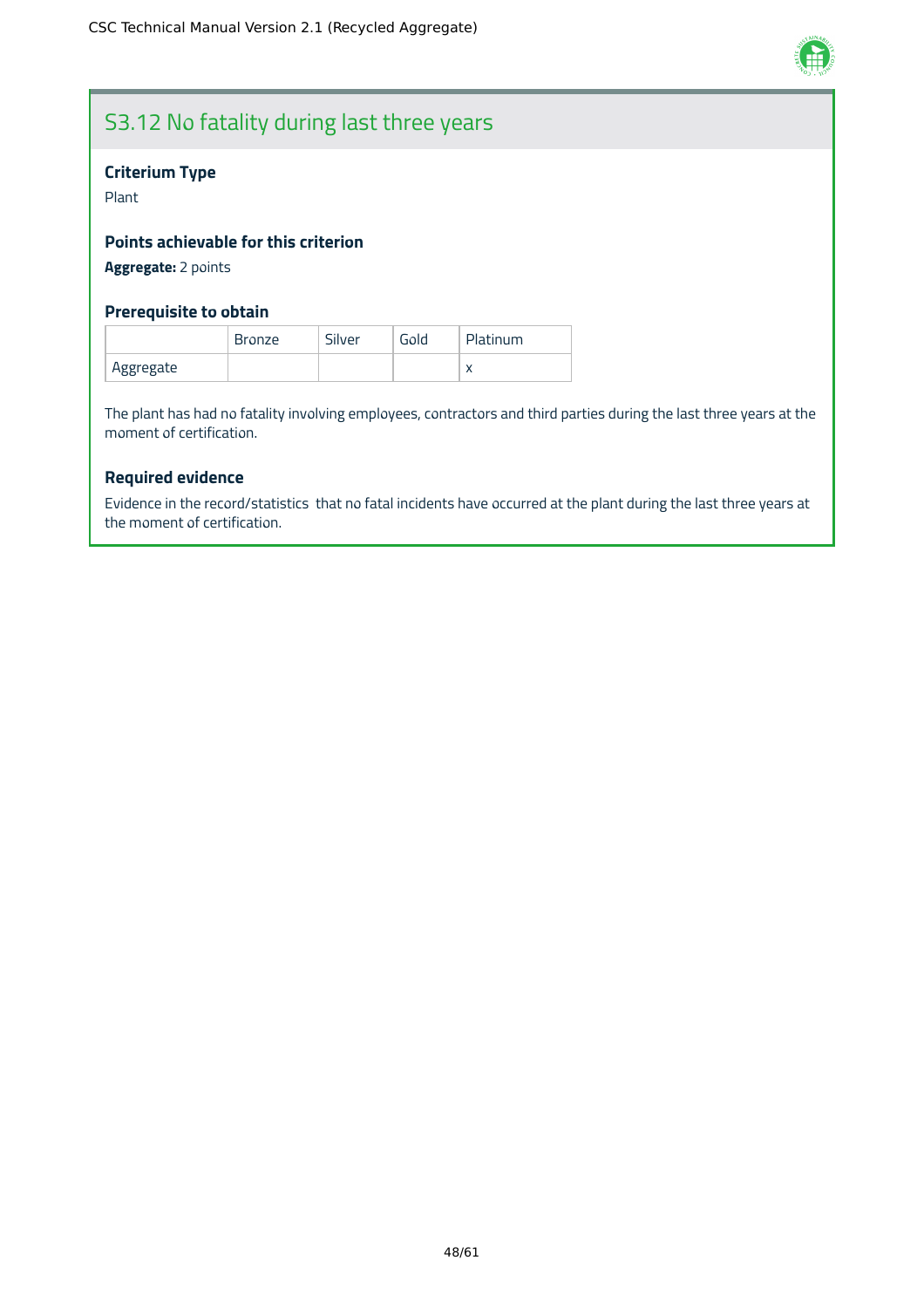## S3.12 No fatality during last three years

### Criterium Type

Plant

### Points achievable for this criterion

**Aggregate:** 2 points

### Prerequisite to obtain

| | Bronze | Silver | Gold | Platinum |
|---|---|---|---|---|
| Aggregate | | | | x |

The plant has had no fatality involving employees, contractors and third parties during the last three years at the moment of certification.

### Required evidence

Evidence in the record/statistics  that no fatal incidents have occurred at the plant during the last three years at the moment of certification.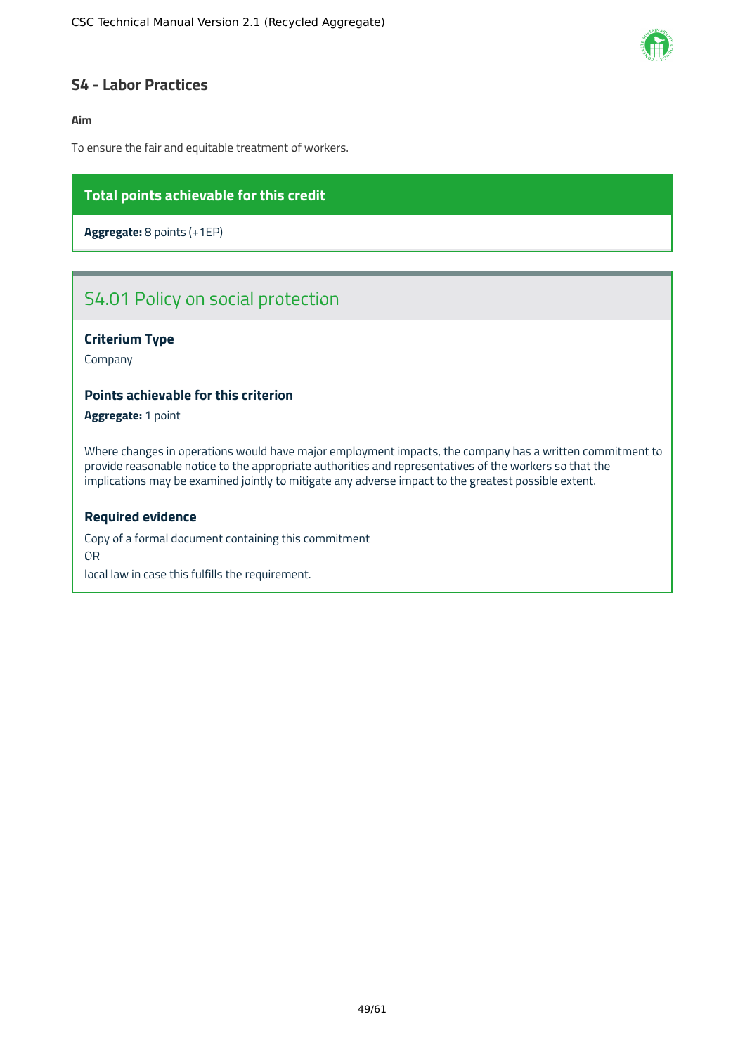## S4 - Labor Practices

**Aim**

To ensure the fair and equitable treatment of workers.

**Total points achievable for this credit**

**Aggregate:** 8 points (+1EP)

### S4.01 Policy on social protection

**Criterium Type**

Company

**Points achievable for this criterion**

**Aggregate:** 1 point

Where changes in operations would have major employment impacts, the company has a written commitment to provide reasonable notice to the appropriate authorities and representatives of the workers so that the implications may be examined jointly to mitigate any adverse impact to the greatest possible extent.

**Required evidence**

Copy of a formal document containing this commitment
OR
local law in case this fulfills the requirement.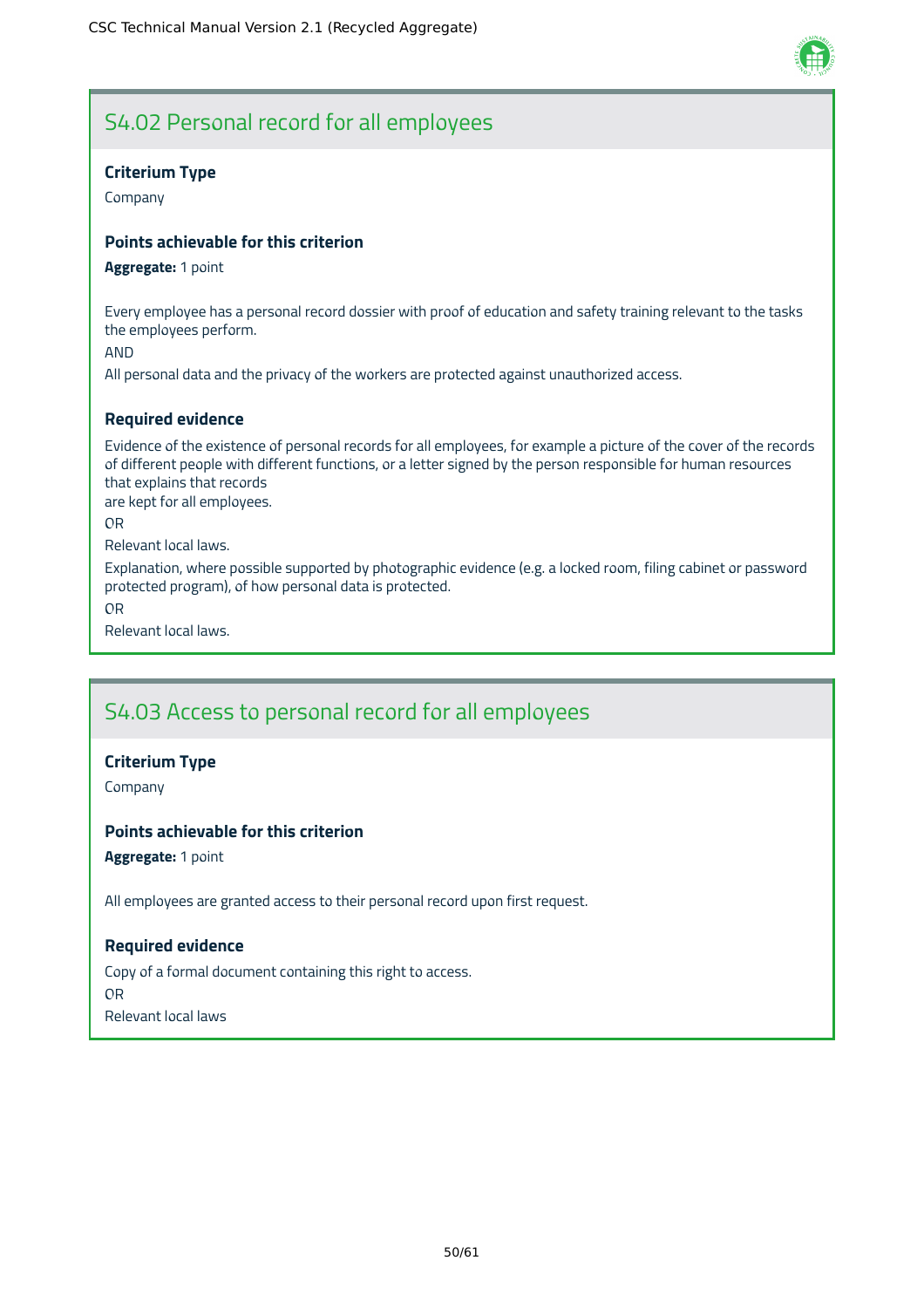## S4.02 Personal record for all employees

**Criterium Type**

Company

**Points achievable for this criterion**

**Aggregate:** 1 point

Every employee has a personal record dossier with proof of education and safety training relevant to the tasks the employees perform.

AND

All personal data and the privacy of the workers are protected against unauthorized access.

**Required evidence**

Evidence of the existence of personal records for all employees, for example a picture of the cover of the records of different people with different functions, or a letter signed by the person responsible for human resources that explains that records
are kept for all employees.

OR

Relevant local laws.

Explanation, where possible supported by photographic evidence (e.g. a locked room, filing cabinet or password protected program), of how personal data is protected.

OR

Relevant local laws.

## S4.03 Access to personal record for all employees

**Criterium Type**

Company

**Points achievable for this criterion**

**Aggregate:** 1 point

All employees are granted access to their personal record upon first request.

**Required evidence**

Copy of a formal document containing this right to access.

OR

Relevant local laws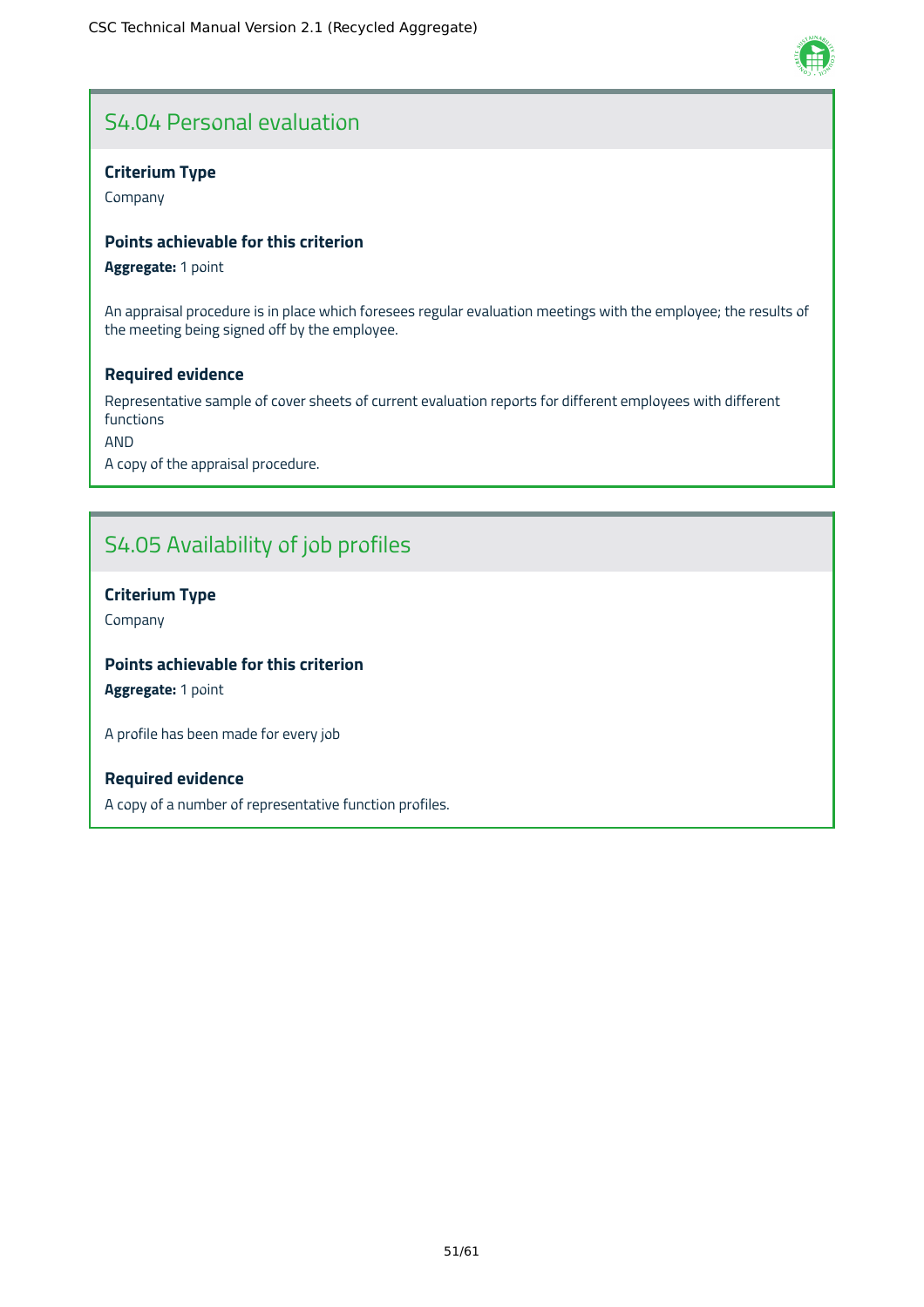## S4.04 Personal evaluation

**Criterium Type**

Company

**Points achievable for this criterion**

**Aggregate:** 1 point

An appraisal procedure is in place which foresees regular evaluation meetings with the employee; the results of the meeting being signed off by the employee.

**Required evidence**

Representative sample of cover sheets of current evaluation reports for different employees with different functions

AND

A copy of the appraisal procedure.

## S4.05 Availability of job profiles

**Criterium Type**

Company

**Points achievable for this criterion**

**Aggregate:** 1 point

A profile has been made for every job

**Required evidence**

A copy of a number of representative function profiles.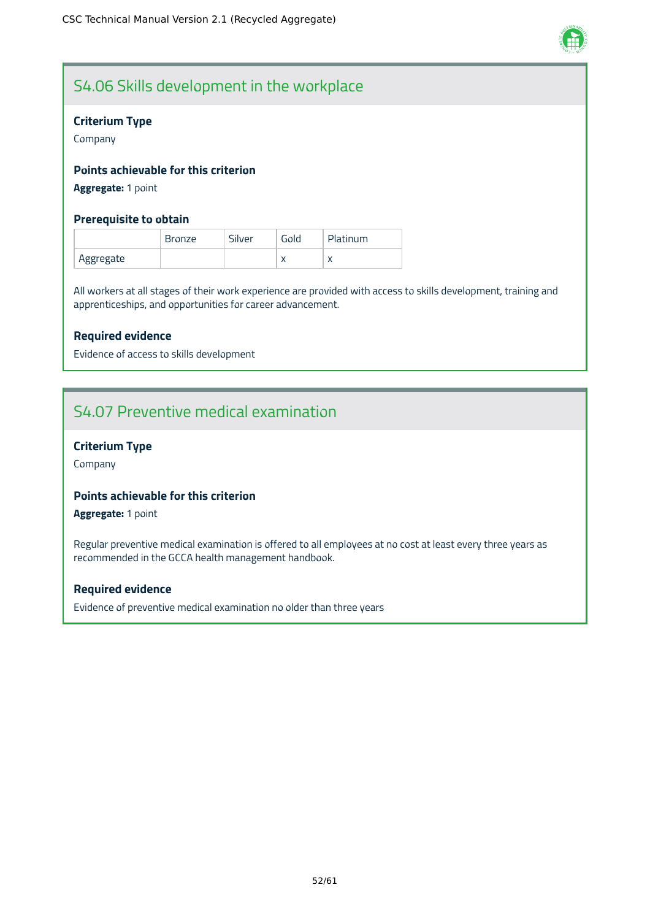## S4.06 Skills development in the workplace

### Criterium Type

Company

### Points achievable for this criterion

**Aggregate:** 1 point

### Prerequisite to obtain

| | Bronze | Silver | Gold | Platinum |
|---|---|---|---|---|
| Aggregate | | | x | x |

All workers at all stages of their work experience are provided with access to skills development, training and apprenticeships, and opportunities for career advancement.

### Required evidence

Evidence of access to skills development

## S4.07 Preventive medical examination

### Criterium Type

Company

### Points achievable for this criterion

**Aggregate:** 1 point

Regular preventive medical examination is offered to all employees at no cost at least every three years as recommended in the GCCA health management handbook.

### Required evidence

Evidence of preventive medical examination no older than three years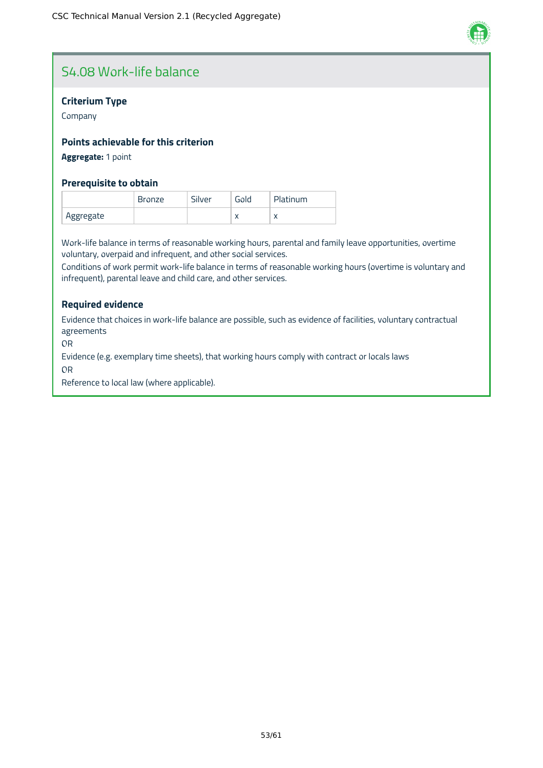## S4.08 Work-life balance

### Criterium Type

Company

### Points achievable for this criterion

**Aggregate:** 1 point

### Prerequisite to obtain

| | Bronze | Silver | Gold | Platinum |
|---|---|---|---|---|
| Aggregate | | | x | x |

Work-life balance in terms of reasonable working hours, parental and family leave opportunities, overtime voluntary, overpaid and infrequent, and other social services.

Conditions of work permit work-life balance in terms of reasonable working hours (overtime is voluntary and infrequent), parental leave and child care, and other services.

### Required evidence

Evidence that choices in work-life balance are possible, such as evidence of facilities, voluntary contractual agreements

OR

Evidence (e.g. exemplary time sheets), that working hours comply with contract or locals laws

OR

Reference to local law (where applicable).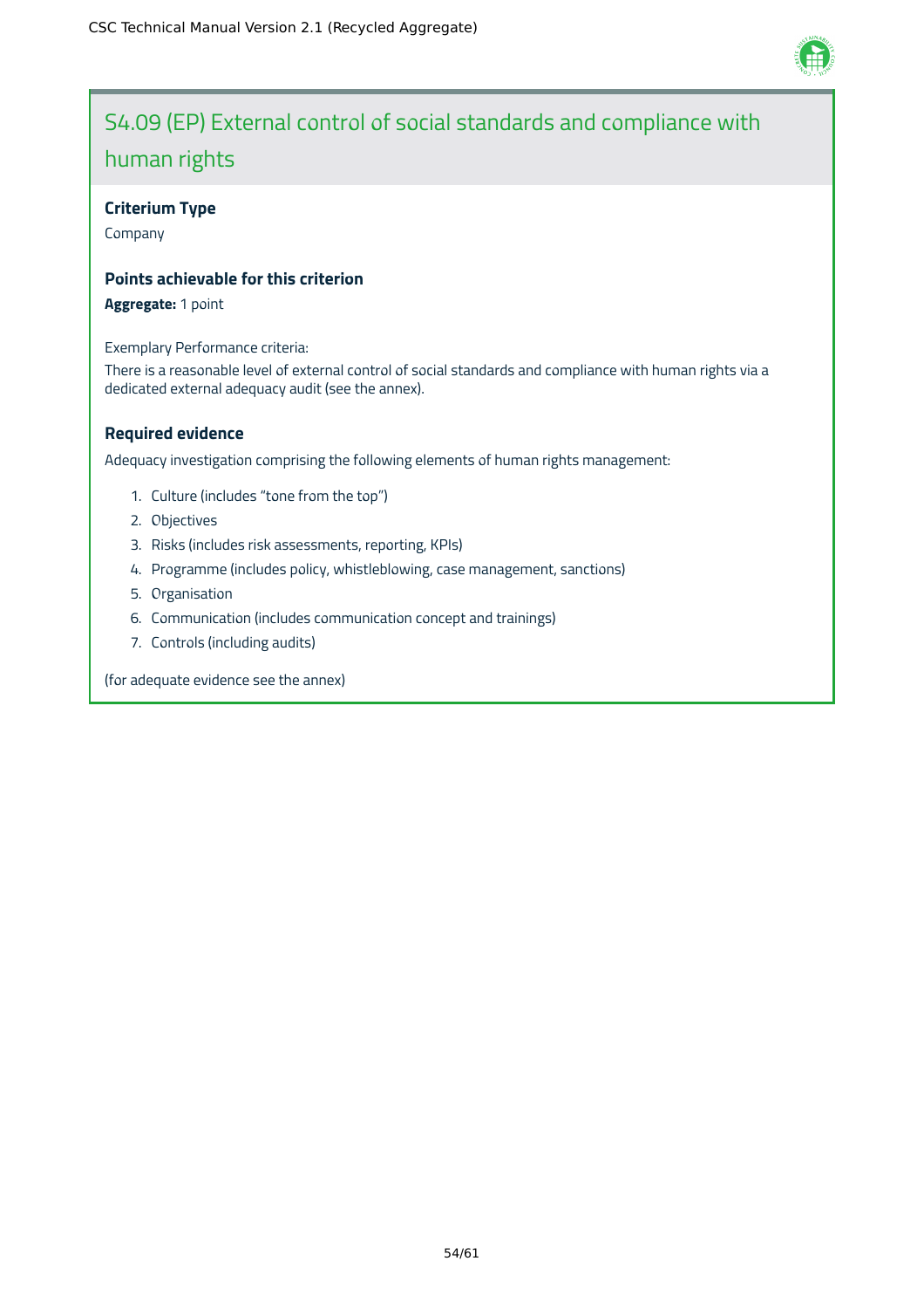## S4.09 (EP) External control of social standards and compliance with human rights

### Criterium Type

Company

### Points achievable for this criterion

**Aggregate:** 1 point

Exemplary Performance criteria:

There is a reasonable level of external control of social standards and compliance with human rights via a dedicated external adequacy audit (see the annex).

### Required evidence

Adequacy investigation comprising the following elements of human rights management:

1. Culture (includes "tone from the top")
2. Objectives
3. Risks (includes risk assessments, reporting, KPIs)
4. Programme (includes policy, whistleblowing, case management, sanctions)
5. Organisation
6. Communication (includes communication concept and trainings)
7. Controls (including audits)

(for adequate evidence see the annex)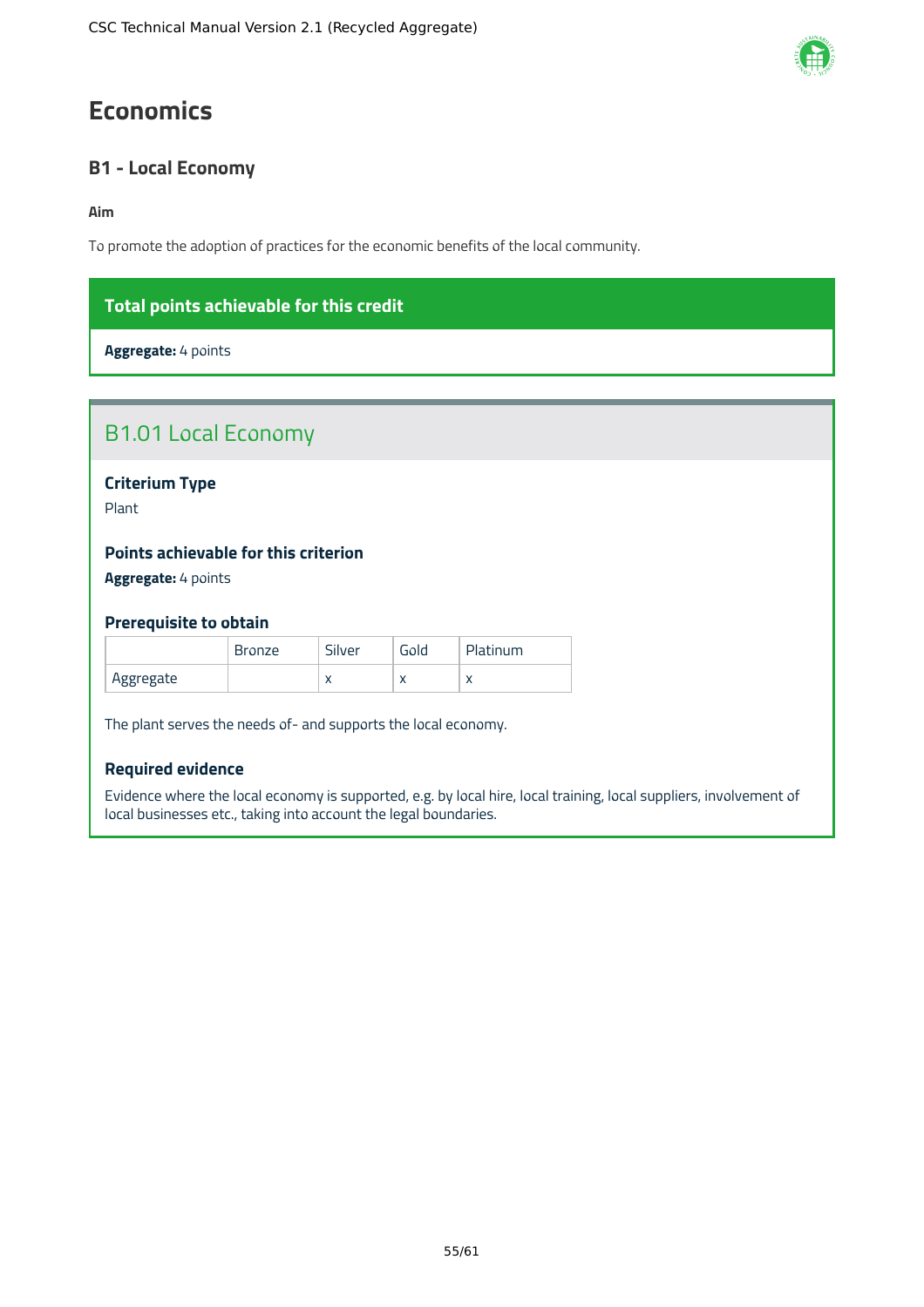# Economics

## B1 - Local Economy

**Aim**

To promote the adoption of practices for the economic benefits of the local community.

**Total points achievable for this credit**

**Aggregate:** 4 points

### B1.01 Local Economy

**Criterium Type**

Plant

**Points achievable for this criterion**

**Aggregate:** 4 points

**Prerequisite to obtain**

| | Bronze | Silver | Gold | Platinum |
|---|---|---|---|---|
| Aggregate | | x | x | x |

The plant serves the needs of- and supports the local economy.

**Required evidence**

Evidence where the local economy is supported, e.g. by local hire, local training, local suppliers, involvement of local businesses etc., taking into account the legal boundaries.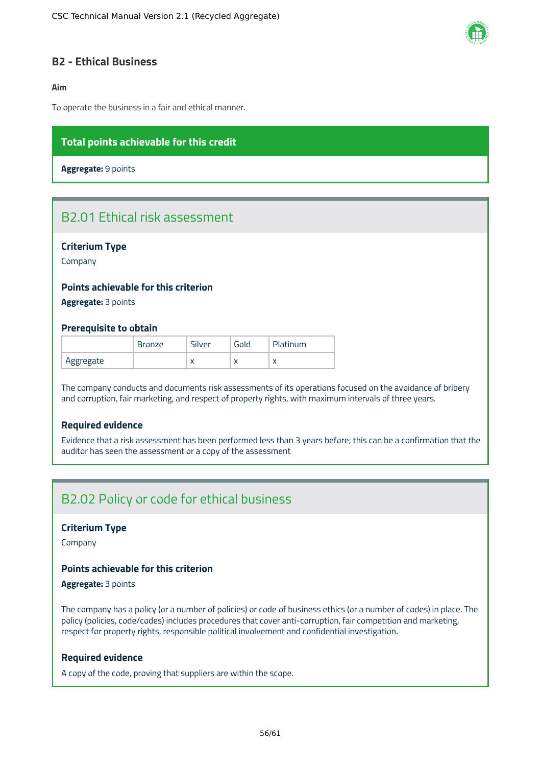## B2 - Ethical Business

**Aim**

To operate the business in a fair and ethical manner.

**Total points achievable for this credit**

**Aggregate:** 9 points

### B2.01 Ethical risk assessment

**Criterium Type**

Company

**Points achievable for this criterion**

**Aggregate:** 3 points

**Prerequisite to obtain**

| | Bronze | Silver | Gold | Platinum |
|---|---|---|---|---|
| Aggregate | | x | x | x |

The company conducts and documents risk assessments of its operations focused on the avoidance of bribery and corruption, fair marketing, and respect of property rights, with maximum intervals of three years.

**Required evidence**

Evidence that a risk assessment has been performed less than 3 years before; this can be a confirmation that the auditor has seen the assessment or a copy of the assessment

### B2.02 Policy or code for ethical business

**Criterium Type**

Company

**Points achievable for this criterion**

**Aggregate:** 3 points

The company has a policy (or a number of policies) or code of business ethics (or a number of codes) in place. The policy (policies, code/codes) includes procedures that cover anti-corruption, fair competition and marketing, respect for property rights, responsible political involvement and confidential investigation.

**Required evidence**

A copy of the code, proving that suppliers are within the scope.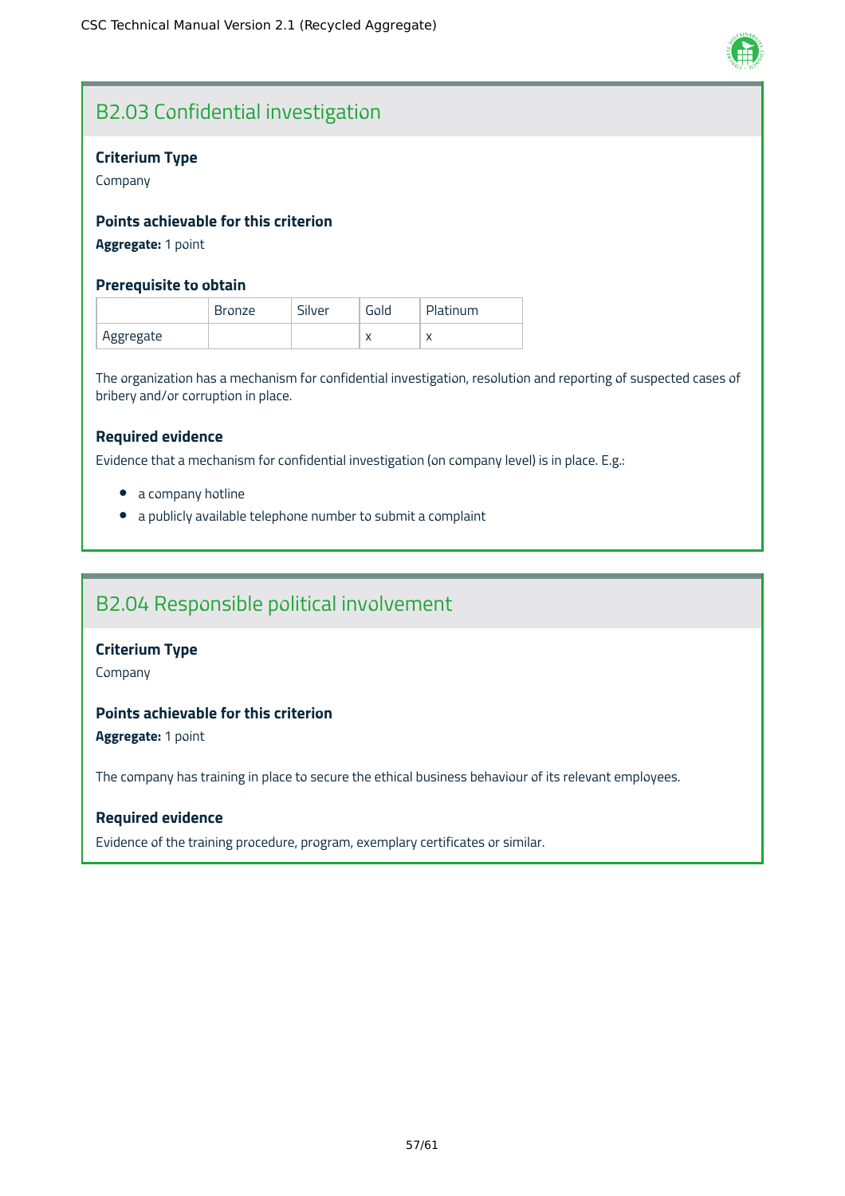## B2.03 Confidential investigation

### Criterium Type

Company

### Points achievable for this criterion

**Aggregate:** 1 point

### Prerequisite to obtain

| | Bronze | Silver | Gold | Platinum |
|---|---|---|---|---|
| Aggregate | | | x | x |

The organization has a mechanism for confidential investigation, resolution and reporting of suspected cases of bribery and/or corruption in place.

### Required evidence

Evidence that a mechanism for confidential investigation (on company level) is in place. E.g.:

- a company hotline
- a publicly available telephone number to submit a complaint

## B2.04 Responsible political involvement

### Criterium Type

Company

### Points achievable for this criterion

**Aggregate:** 1 point

The company has training in place to secure the ethical business behaviour of its relevant employees.

### Required evidence

Evidence of the training procedure, program, exemplary certificates or similar.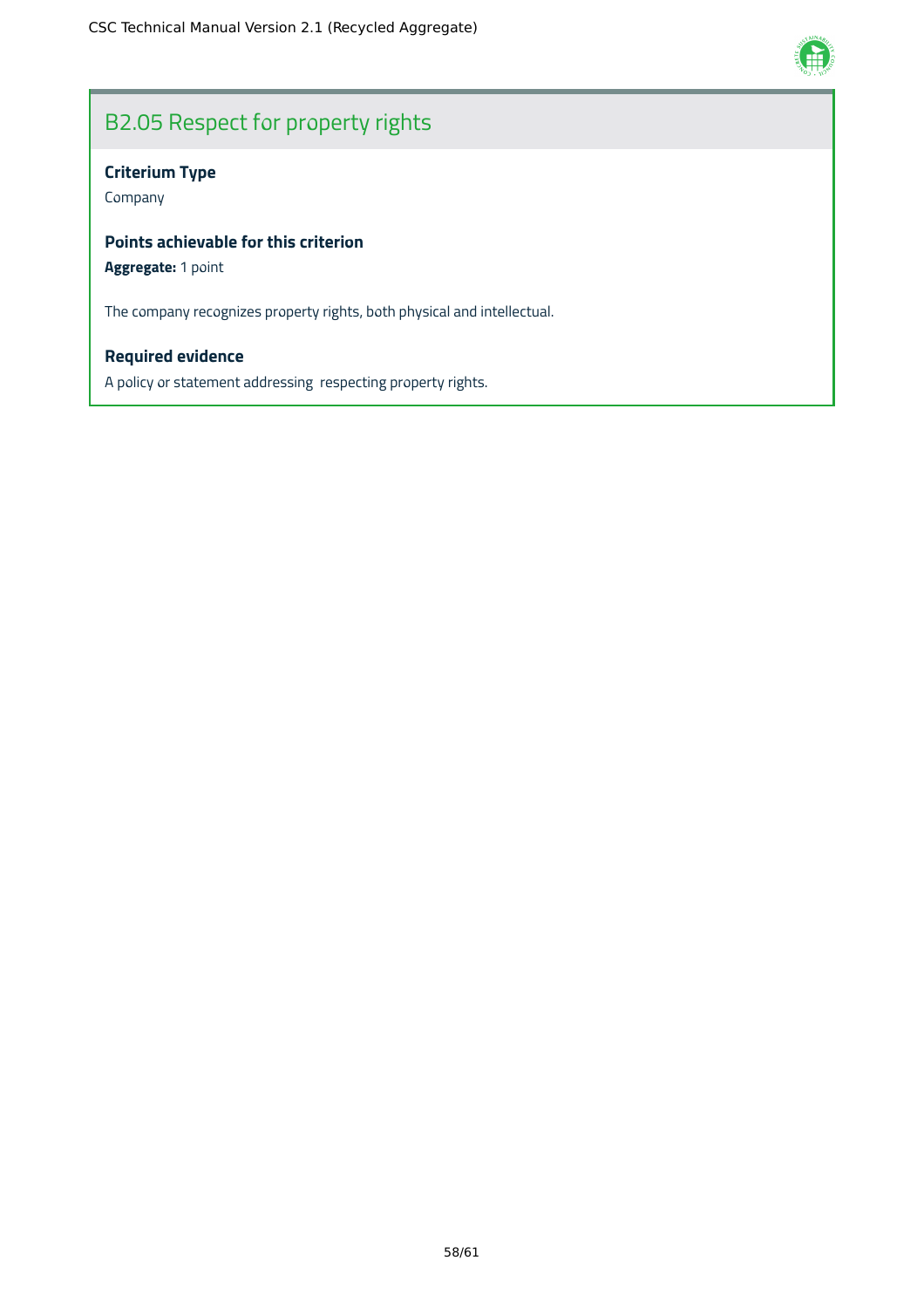## B2.05 Respect for property rights

**Criterium Type**

Company

**Points achievable for this criterion**

**Aggregate:** 1 point

The company recognizes property rights, both physical and intellectual.

**Required evidence**

A policy or statement addressing  respecting property rights.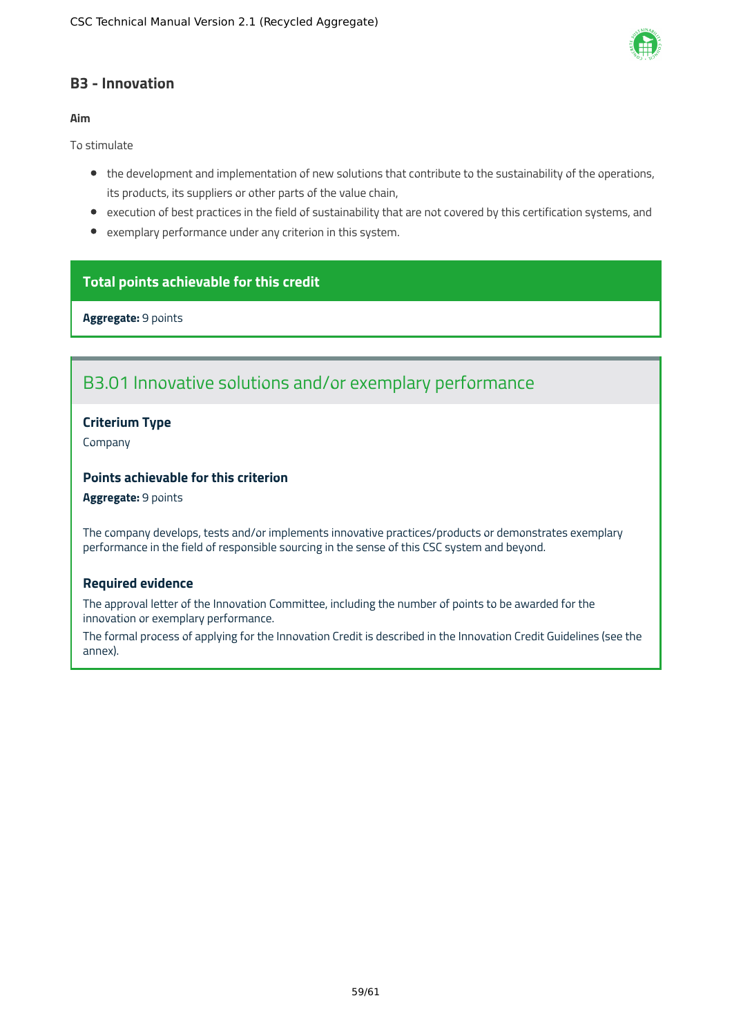## B3 - Innovation

**Aim**

To stimulate

- the development and implementation of new solutions that contribute to the sustainability of the operations, its products, its suppliers or other parts of the value chain,
- execution of best practices in the field of sustainability that are not covered by this certification systems, and
- exemplary performance under any criterion in this system.

**Total points achievable for this credit**

**Aggregate:** 9 points

### B3.01 Innovative solutions and/or exemplary performance

**Criterium Type**

Company

**Points achievable for this criterion**

**Aggregate:** 9 points

The company develops, tests and/or implements innovative practices/products or demonstrates exemplary performance in the field of responsible sourcing in the sense of this CSC system and beyond.

**Required evidence**

The approval letter of the Innovation Committee, including the number of points to be awarded for the innovation or exemplary performance.

The formal process of applying for the Innovation Credit is described in the Innovation Credit Guidelines (see the annex).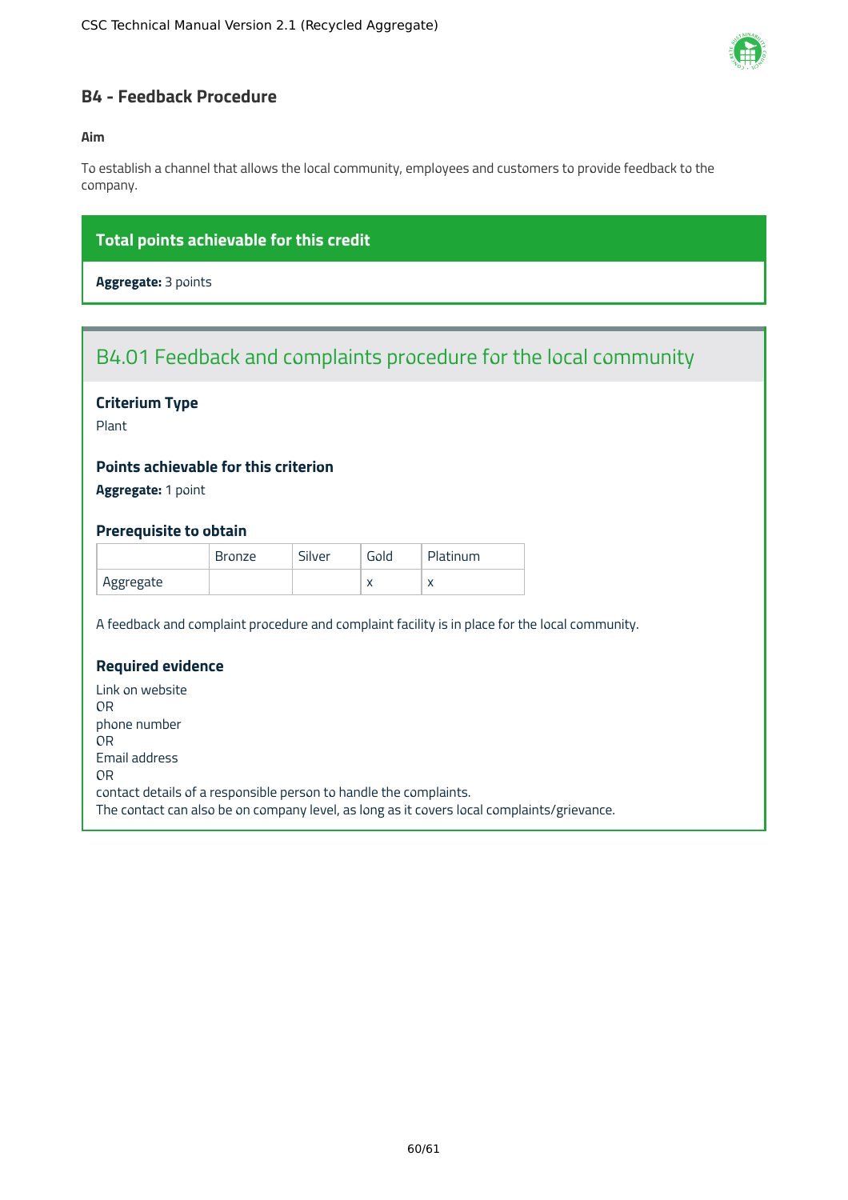## B4 - Feedback Procedure

**Aim**

To establish a channel that allows the local community, employees and customers to provide feedback to the company.

**Total points achievable for this credit**

**Aggregate:** 3 points

### B4.01 Feedback and complaints procedure for the local community

#### Criterium Type

Plant

#### Points achievable for this criterion

**Aggregate:** 1 point

#### Prerequisite to obtain

| | Bronze | Silver | Gold | Platinum |
|---|---|---|---|---|
| Aggregate | | | x | x |

A feedback and complaint procedure and complaint facility is in place for the local community.

#### Required evidence

Link on website
OR
phone number
OR
Email address
OR
contact details of a responsible person to handle the complaints.
The contact can also be on company level, as long as it covers local complaints/grievance.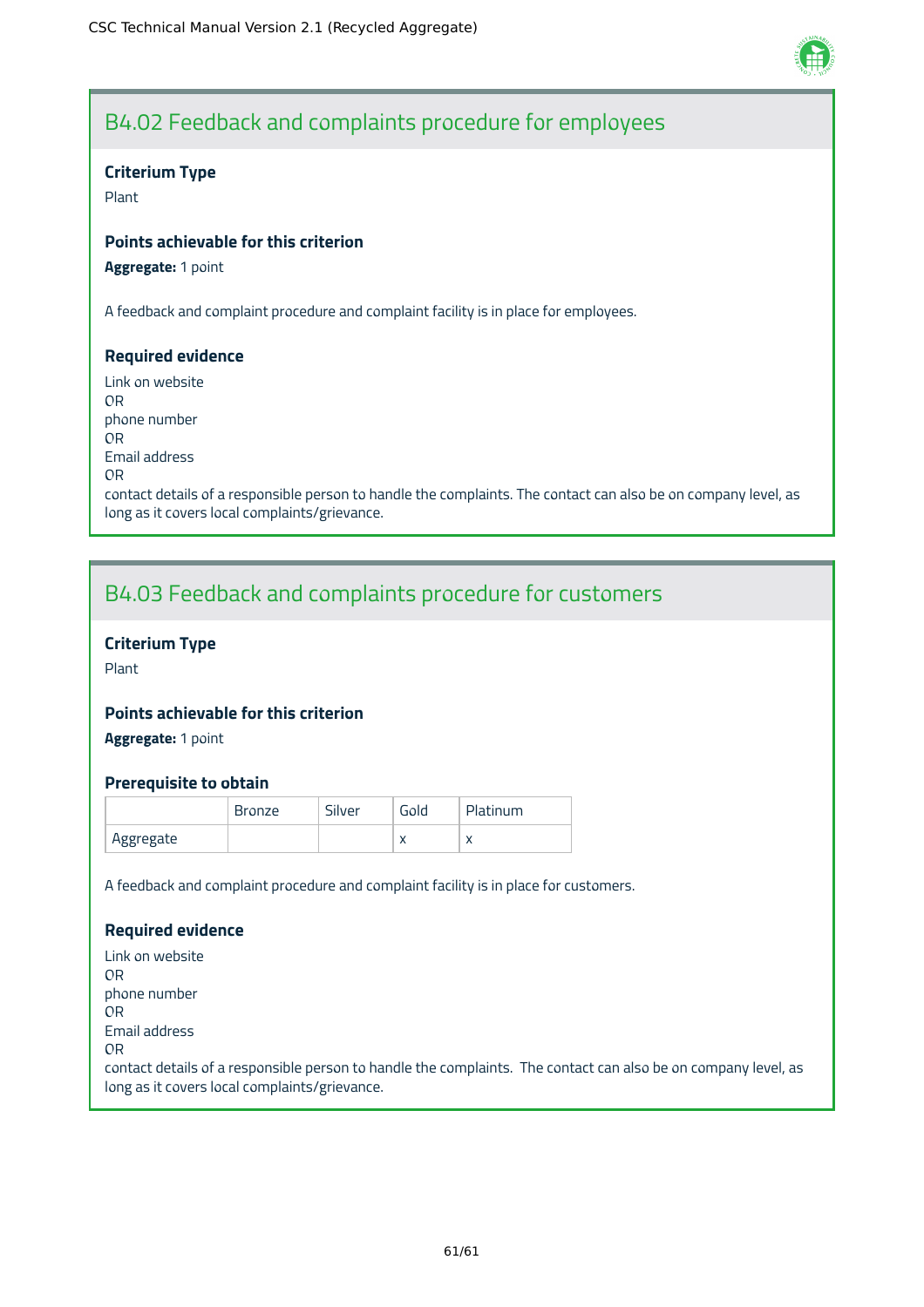## B4.02 Feedback and complaints procedure for employees

### Criterium Type

Plant

### Points achievable for this criterion

**Aggregate:** 1 point

A feedback and complaint procedure and complaint facility is in place for employees.

### Required evidence

Link on website
OR
phone number
OR
Email address
OR
contact details of a responsible person to handle the complaints. The contact can also be on company level, as long as it covers local complaints/grievance.

## B4.03 Feedback and complaints procedure for customers

### Criterium Type

Plant

### Points achievable for this criterion

**Aggregate:** 1 point

### Prerequisite to obtain

| | Bronze | Silver | Gold | Platinum |
|---|---|---|---|---|
| Aggregate | | | x | x |

A feedback and complaint procedure and complaint facility is in place for customers.

### Required evidence

Link on website
OR
phone number
OR
Email address
OR
contact details of a responsible person to handle the complaints. The contact can also be on company level, as long as it covers local complaints/grievance.